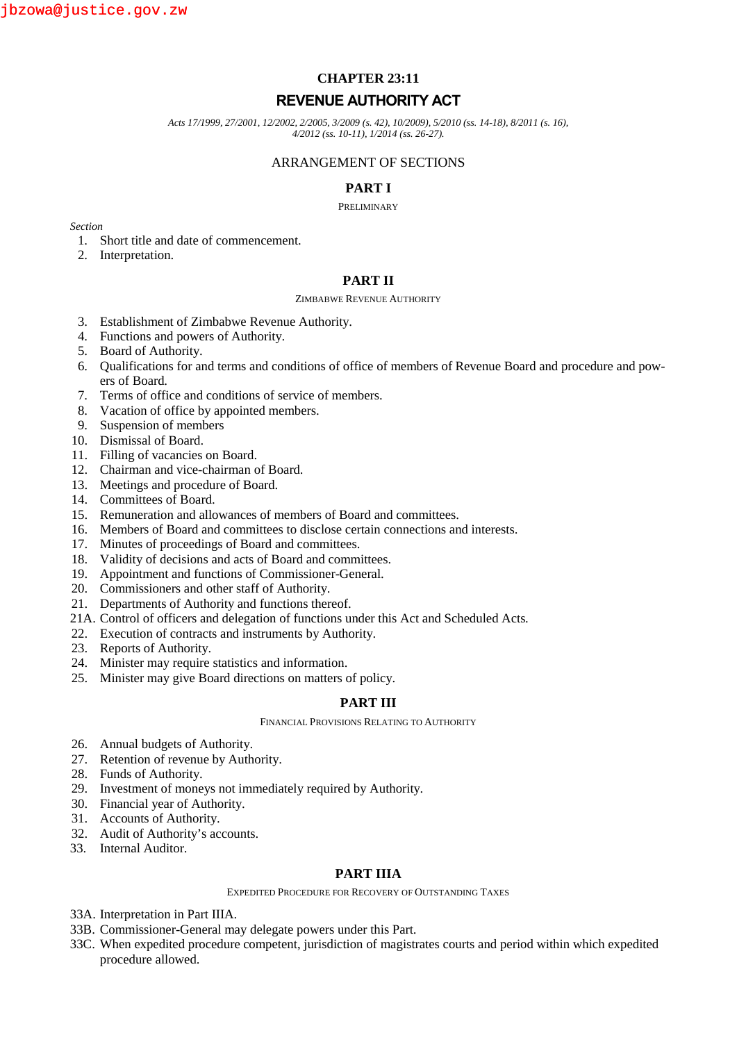jbzowa@justice.gov.zw

# CHAPTER 23:11

# REVENUE AUTHORITY ACT

*Acts 17/1999, 27/2001, 12/2002, 2/2005, 3/2009 (s. 42), 10/2009), 5/2010 (ss. 14-18), 8/2011 (s. 16), 4/2012 (ss. 10-11), 1/2014 (ss. 26-27).*

ARRANGEMENT OF SECTIONS

## PART I

PRELIMINARY

*Section*

1. Short title and date of commencement.
2. Interpretation.

## PART II

ZIMBABWE REVENUE AUTHORITY

3. Establishment of Zimbabwe Revenue Authority.
4. Functions and powers of Authority.
5. Board of Authority.
6. Qualifications for and terms and conditions of office of members of Revenue Board and procedure and powers of Board.
7. Terms of office and conditions of service of members.
8. Vacation of office by appointed members.
9. Suspension of members
10. Dismissal of Board.
11. Filling of vacancies on Board.
12. Chairman and vice-chairman of Board.
13. Meetings and procedure of Board.
14. Committees of Board.
15. Remuneration and allowances of members of Board and committees.
16. Members of Board and committees to disclose certain connections and interests.
17. Minutes of proceedings of Board and committees.
18. Validity of decisions and acts of Board and committees.
19. Appointment and functions of Commissioner-General.
20. Commissioners and other staff of Authority.
21. Departments of Authority and functions thereof.

21A. Control of officers and delegation of functions under this Act and Scheduled Acts.

22. Execution of contracts and instruments by Authority.
23. Reports of Authority.
24. Minister may require statistics and information.
25. Minister may give Board directions on matters of policy.

## PART III

FINANCIAL PROVISIONS RELATING TO AUTHORITY

26. Annual budgets of Authority.
27. Retention of revenue by Authority.
28. Funds of Authority.
29. Investment of moneys not immediately required by Authority.
30. Financial year of Authority.
31. Accounts of Authority.
32. Audit of Authority's accounts.
33. Internal Auditor.

## PART IIIA

EXPEDITED PROCEDURE FOR RECOVERY OF OUTSTANDING TAXES

33A. Interpretation in Part IIIA.

33B. Commissioner-General may delegate powers under this Part.

33C. When expedited procedure competent, jurisdiction of magistrates courts and period within which expedited procedure allowed.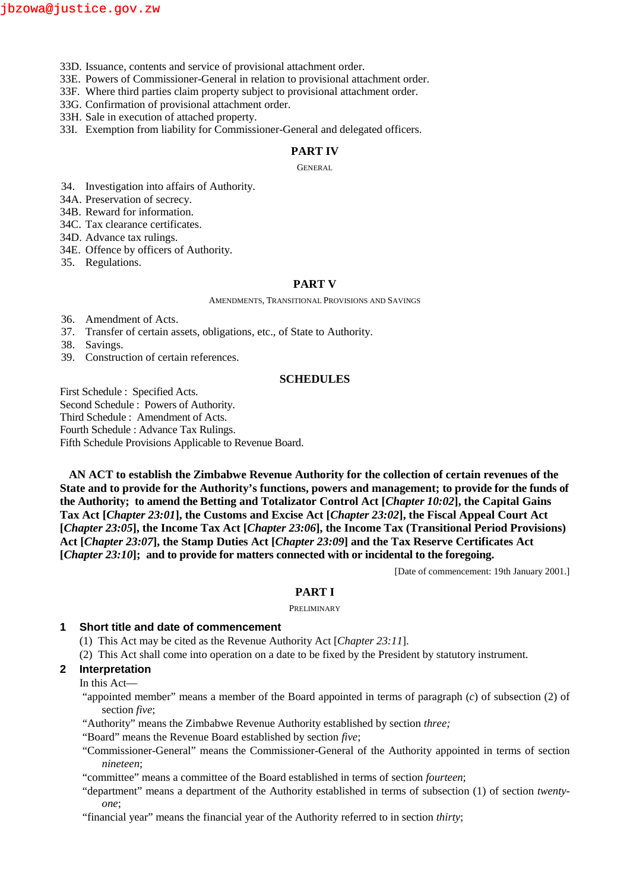33D. Issuance, contents and service of provisional attachment order.
33E. Powers of Commissioner-General in relation to provisional attachment order.
33F. Where third parties claim property subject to provisional attachment order.
33G. Confirmation of provisional attachment order.
33H. Sale in execution of attached property.
33I. Exemption from liability for Commissioner-General and delegated officers.

## PART IV

GENERAL

34. Investigation into affairs of Authority.
34A. Preservation of secrecy.
34B. Reward for information.
34C. Tax clearance certificates.
34D. Advance tax rulings.
34E. Offence by officers of Authority.
35. Regulations.

## PART V

AMENDMENTS, TRANSITIONAL PROVISIONS AND SAVINGS

36. Amendment of Acts.
37. Transfer of certain assets, obligations, etc., of State to Authority.
38. Savings.
39. Construction of certain references.

## SCHEDULES

First Schedule : Specified Acts.
Second Schedule : Powers of Authority.
Third Schedule : Amendment of Acts.
Fourth Schedule : Advance Tax Rulings.
Fifth Schedule Provisions Applicable to Revenue Board.

**AN ACT to establish the Zimbabwe Revenue Authority for the collection of certain revenues of the State and to provide for the Authority's functions, powers and management; to provide for the funds of the Authority; to amend the Betting and Totalizator Control Act [*Chapter 10:02*], the Capital Gains Tax Act [*Chapter 23:01*], the Customs and Excise Act [*Chapter 23:02*], the Fiscal Appeal Court Act [*Chapter 23:05*], the Income Tax Act [*Chapter 23:06*], the Income Tax (Transitional Period Provisions) Act [*Chapter 23:07*], the Stamp Duties Act [*Chapter 23:09*] and the Tax Reserve Certificates Act [*Chapter 23:10*]; and to provide for matters connected with or incidental to the foregoing.**

[Date of commencement: 19th January 2001.]

## PART I

PRELIMINARY

### 1 Short title and date of commencement

(1) This Act may be cited as the Revenue Authority Act [*Chapter 23:11*].

(2) This Act shall come into operation on a date to be fixed by the President by statutory instrument.

### 2 Interpretation

In this Act—

"appointed member" means a member of the Board appointed in terms of paragraph (*c*) of subsection (2) of section *five*;

"Authority" means the Zimbabwe Revenue Authority established by section *three;*

"Board" means the Revenue Board established by section *five*;

"Commissioner-General" means the Commissioner-General of the Authority appointed in terms of section *nineteen*;

"committee" means a committee of the Board established in terms of section *fourteen*;

"department" means a department of the Authority established in terms of subsection (1) of section *twenty-one*;

"financial year" means the financial year of the Authority referred to in section *thirty*;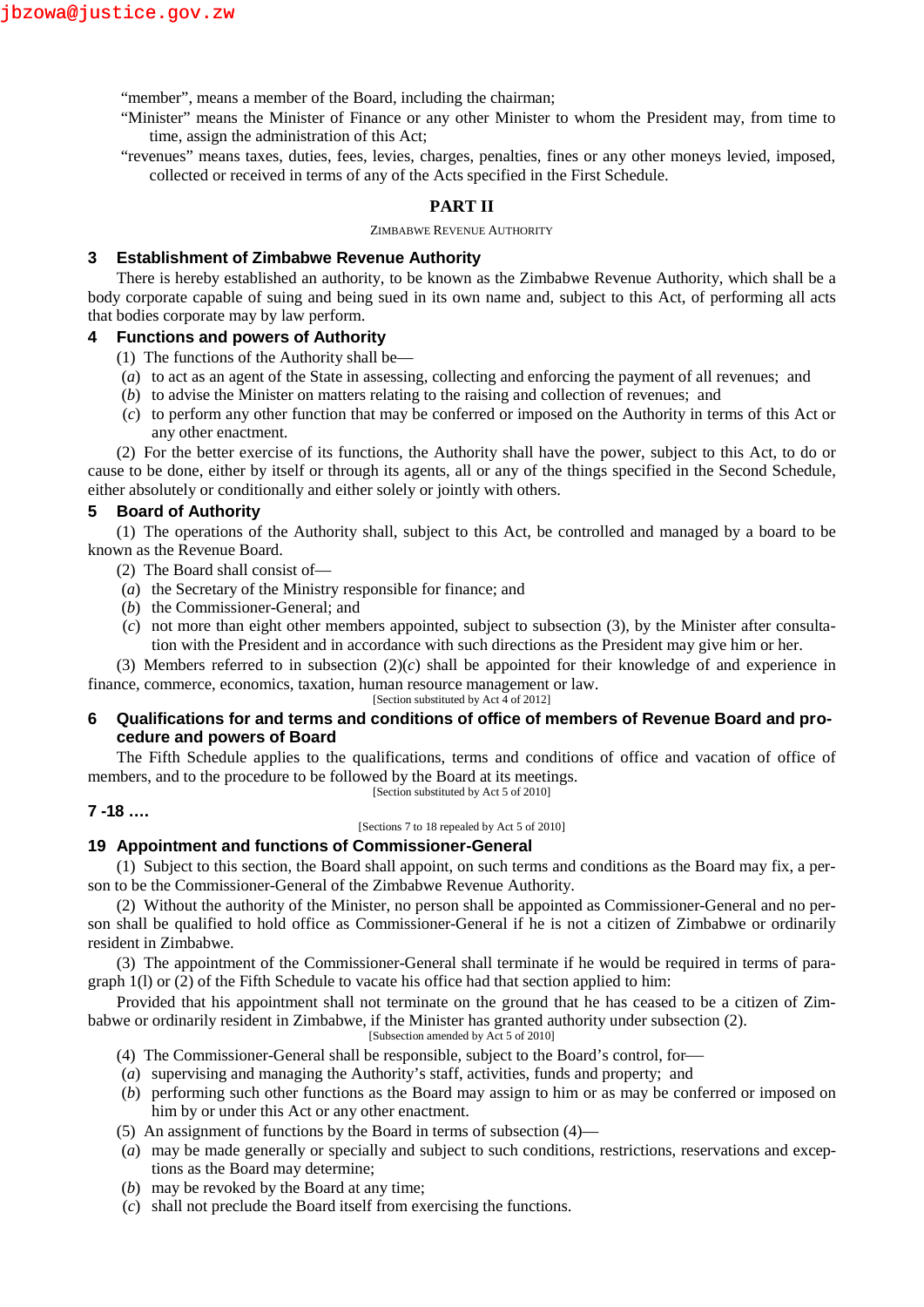"member", means a member of the Board, including the chairman;

"Minister" means the Minister of Finance or any other Minister to whom the President may, from time to time, assign the administration of this Act;

"revenues" means taxes, duties, fees, levies, charges, penalties, fines or any other moneys levied, imposed, collected or received in terms of any of the Acts specified in the First Schedule.

## PART II

ZIMBABWE REVENUE AUTHORITY

### 3 Establishment of Zimbabwe Revenue Authority

There is hereby established an authority, to be known as the Zimbabwe Revenue Authority, which shall be a body corporate capable of suing and being sued in its own name and, subject to this Act, of performing all acts that bodies corporate may by law perform.

### 4 Functions and powers of Authority

(1) The functions of the Authority shall be—

(*a*) to act as an agent of the State in assessing, collecting and enforcing the payment of all revenues; and

(*b*) to advise the Minister on matters relating to the raising and collection of revenues; and

(*c*) to perform any other function that may be conferred or imposed on the Authority in terms of this Act or any other enactment.

(2) For the better exercise of its functions, the Authority shall have the power, subject to this Act, to do or cause to be done, either by itself or through its agents, all or any of the things specified in the Second Schedule, either absolutely or conditionally and either solely or jointly with others.

### 5 Board of Authority

(1) The operations of the Authority shall, subject to this Act, be controlled and managed by a board to be known as the Revenue Board.

(2) The Board shall consist of—

(*a*) the Secretary of the Ministry responsible for finance; and

(*b*) the Commissioner-General; and

(*c*) not more than eight other members appointed, subject to subsection (3), by the Minister after consultation with the President and in accordance with such directions as the President may give him or her.

(3) Members referred to in subsection (2)(*c*) shall be appointed for their knowledge of and experience in finance, commerce, economics, taxation, human resource management or law.

[Section substituted by Act 4 of 2012]

### 6 Qualifications for and terms and conditions of office of members of Revenue Board and procedure and powers of Board

The Fifth Schedule applies to the qualifications, terms and conditions of office and vacation of office of members, and to the procedure to be followed by the Board at its meetings.

[Section substituted by Act 5 of 2010]

### 7 -18 ….

[Sections 7 to 18 repealed by Act 5 of 2010]

### 19 Appointment and functions of Commissioner-General

(1) Subject to this section, the Board shall appoint, on such terms and conditions as the Board may fix, a person to be the Commissioner-General of the Zimbabwe Revenue Authority.

(2) Without the authority of the Minister, no person shall be appointed as Commissioner-General and no person shall be qualified to hold office as Commissioner-General if he is not a citizen of Zimbabwe or ordinarily resident in Zimbabwe.

(3) The appointment of the Commissioner-General shall terminate if he would be required in terms of paragraph 1(l) or (2) of the Fifth Schedule to vacate his office had that section applied to him:

Provided that his appointment shall not terminate on the ground that he has ceased to be a citizen of Zimbabwe or ordinarily resident in Zimbabwe, if the Minister has granted authority under subsection (2).

[Subsection amended by Act 5 of 2010]

(4) The Commissioner-General shall be responsible, subject to the Board's control, for—

(*a*) supervising and managing the Authority's staff, activities, funds and property; and

(*b*) performing such other functions as the Board may assign to him or as may be conferred or imposed on him by or under this Act or any other enactment.

(5) An assignment of functions by the Board in terms of subsection (4)—

(*a*) may be made generally or specially and subject to such conditions, restrictions, reservations and exceptions as the Board may determine;

(*b*) may be revoked by the Board at any time;

(*c*) shall not preclude the Board itself from exercising the functions.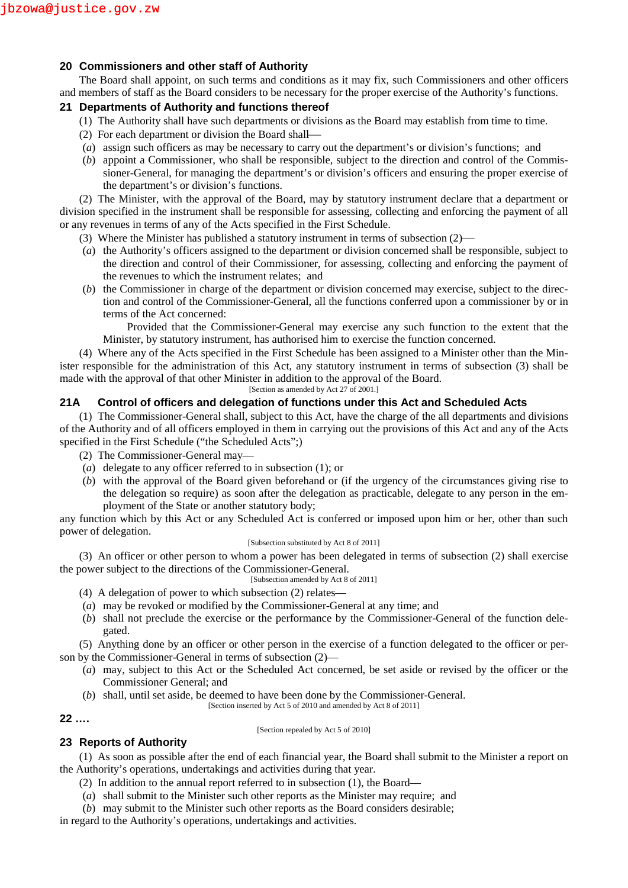### 20 Commissioners and other staff of Authority

The Board shall appoint, on such terms and conditions as it may fix, such Commissioners and other officers and members of staff as the Board considers to be necessary for the proper exercise of the Authority's functions.

### 21 Departments of Authority and functions thereof

(1) The Authority shall have such departments or divisions as the Board may establish from time to time.

(2) For each department or division the Board shall—

(*a*) assign such officers as may be necessary to carry out the department's or division's functions; and

(*b*) appoint a Commissioner, who shall be responsible, subject to the direction and control of the Commissioner-General, for managing the department's or division's officers and ensuring the proper exercise of the department's or division's functions.

(2) The Minister, with the approval of the Board, may by statutory instrument declare that a department or division specified in the instrument shall be responsible for assessing, collecting and enforcing the payment of all or any revenues in terms of any of the Acts specified in the First Schedule.

(3) Where the Minister has published a statutory instrument in terms of subsection (2)—

(*a*) the Authority's officers assigned to the department or division concerned shall be responsible, subject to the direction and control of their Commissioner, for assessing, collecting and enforcing the payment of the revenues to which the instrument relates; and

(*b*) the Commissioner in charge of the department or division concerned may exercise, subject to the direction and control of the Commissioner-General, all the functions conferred upon a commissioner by or in terms of the Act concerned:

Provided that the Commissioner-General may exercise any such function to the extent that the Minister, by statutory instrument, has authorised him to exercise the function concerned.

(4) Where any of the Acts specified in the First Schedule has been assigned to a Minister other than the Minister responsible for the administration of this Act, any statutory instrument in terms of subsection (3) shall be made with the approval of that other Minister in addition to the approval of the Board.

[Section as amended by Act 27 of 2001.]

### 21A Control of officers and delegation of functions under this Act and Scheduled Acts

(1) The Commissioner-General shall, subject to this Act, have the charge of the all departments and divisions of the Authority and of all officers employed in them in carrying out the provisions of this Act and any of the Acts specified in the First Schedule ("the Scheduled Acts";)

(2) The Commissioner-General may—

(*a*) delegate to any officer referred to in subsection (1); or

(*b*) with the approval of the Board given beforehand or (if the urgency of the circumstances giving rise to the delegation so require) as soon after the delegation as practicable, delegate to any person in the employment of the State or another statutory body;

any function which by this Act or any Scheduled Act is conferred or imposed upon him or her, other than such power of delegation.

[Subsection substituted by Act 8 of 2011]

(3) An officer or other person to whom a power has been delegated in terms of subsection (2) shall exercise the power subject to the directions of the Commissioner-General.

[Subsection amended by Act 8 of 2011]

(4) A delegation of power to which subsection (2) relates—

(*a*) may be revoked or modified by the Commissioner-General at any time; and

(*b*) shall not preclude the exercise or the performance by the Commissioner-General of the function delegated.

(5) Anything done by an officer or other person in the exercise of a function delegated to the officer or person by the Commissioner-General in terms of subsection (2)—

(*a*) may, subject to this Act or the Scheduled Act concerned, be set aside or revised by the officer or the Commissioner General; and

(*b*) shall, until set aside, be deemed to have been done by the Commissioner-General.

[Section inserted by Act 5 of 2010 and amended by Act 8 of 2011]

### 22 ….

[Section repealed by Act 5 of 2010]

### 23 Reports of Authority

(1) As soon as possible after the end of each financial year, the Board shall submit to the Minister a report on the Authority's operations, undertakings and activities during that year.

(2) In addition to the annual report referred to in subsection (1), the Board—

(*a*) shall submit to the Minister such other reports as the Minister may require; and

(*b*) may submit to the Minister such other reports as the Board considers desirable;

in regard to the Authority's operations, undertakings and activities.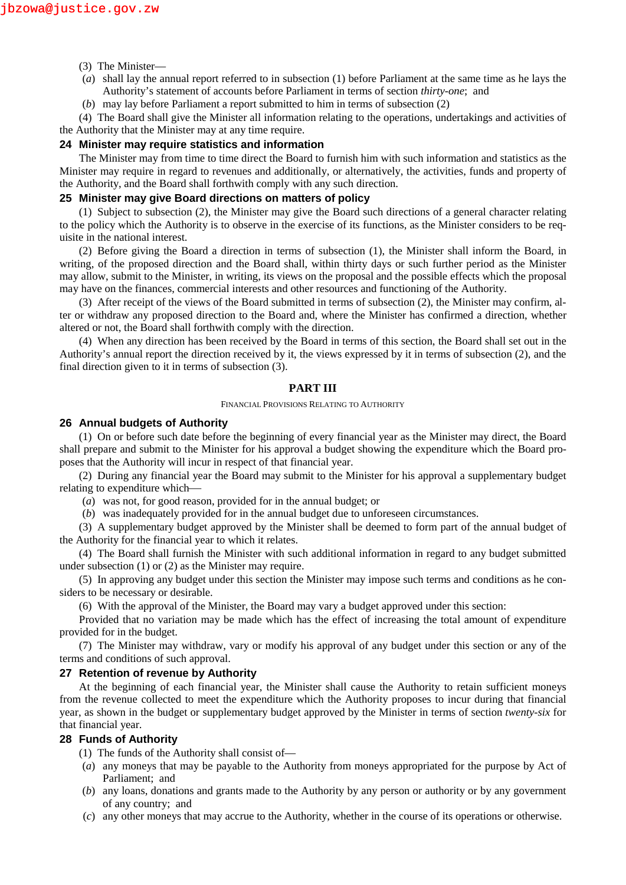(3) The Minister—

(*a*) shall lay the annual report referred to in subsection (1) before Parliament at the same time as he lays the Authority's statement of accounts before Parliament in terms of section *thirty-one*; and

(*b*) may lay before Parliament a report submitted to him in terms of subsection (2)

(4) The Board shall give the Minister all information relating to the operations, undertakings and activities of the Authority that the Minister may at any time require.

### 24 Minister may require statistics and information

The Minister may from time to time direct the Board to furnish him with such information and statistics as the Minister may require in regard to revenues and additionally, or alternatively, the activities, funds and property of the Authority, and the Board shall forthwith comply with any such direction.

### 25 Minister may give Board directions on matters of policy

(1) Subject to subsection (2), the Minister may give the Board such directions of a general character relating to the policy which the Authority is to observe in the exercise of its functions, as the Minister considers to be requisite in the national interest.

(2) Before giving the Board a direction in terms of subsection (1), the Minister shall inform the Board, in writing, of the proposed direction and the Board shall, within thirty days or such further period as the Minister may allow, submit to the Minister, in writing, its views on the proposal and the possible effects which the proposal may have on the finances, commercial interests and other resources and functioning of the Authority.

(3) After receipt of the views of the Board submitted in terms of subsection (2), the Minister may confirm, alter or withdraw any proposed direction to the Board and, where the Minister has confirmed a direction, whether altered or not, the Board shall forthwith comply with the direction.

(4) When any direction has been received by the Board in terms of this section, the Board shall set out in the Authority's annual report the direction received by it, the views expressed by it in terms of subsection (2), and the final direction given to it in terms of subsection (3).

## PART III

FINANCIAL PROVISIONS RELATING TO AUTHORITY

### 26 Annual budgets of Authority

(1) On or before such date before the beginning of every financial year as the Minister may direct, the Board shall prepare and submit to the Minister for his approval a budget showing the expenditure which the Board proposes that the Authority will incur in respect of that financial year.

(2) During any financial year the Board may submit to the Minister for his approval a supplementary budget relating to expenditure which—

(*a*) was not, for good reason, provided for in the annual budget; or

(*b*) was inadequately provided for in the annual budget due to unforeseen circumstances.

(3) A supplementary budget approved by the Minister shall be deemed to form part of the annual budget of the Authority for the financial year to which it relates.

(4) The Board shall furnish the Minister with such additional information in regard to any budget submitted under subsection (1) or (2) as the Minister may require.

(5) In approving any budget under this section the Minister may impose such terms and conditions as he considers to be necessary or desirable.

(6) With the approval of the Minister, the Board may vary a budget approved under this section:

Provided that no variation may be made which has the effect of increasing the total amount of expenditure provided for in the budget.

(7) The Minister may withdraw, vary or modify his approval of any budget under this section or any of the terms and conditions of such approval.

### 27 Retention of revenue by Authority

At the beginning of each financial year, the Minister shall cause the Authority to retain sufficient moneys from the revenue collected to meet the expenditure which the Authority proposes to incur during that financial year, as shown in the budget or supplementary budget approved by the Minister in terms of section *twenty-six* for that financial year.

### 28 Funds of Authority

(1) The funds of the Authority shall consist of—

(*a*) any moneys that may be payable to the Authority from moneys appropriated for the purpose by Act of Parliament; and

(*b*) any loans, donations and grants made to the Authority by any person or authority or by any government of any country; and

(*c*) any other moneys that may accrue to the Authority, whether in the course of its operations or otherwise.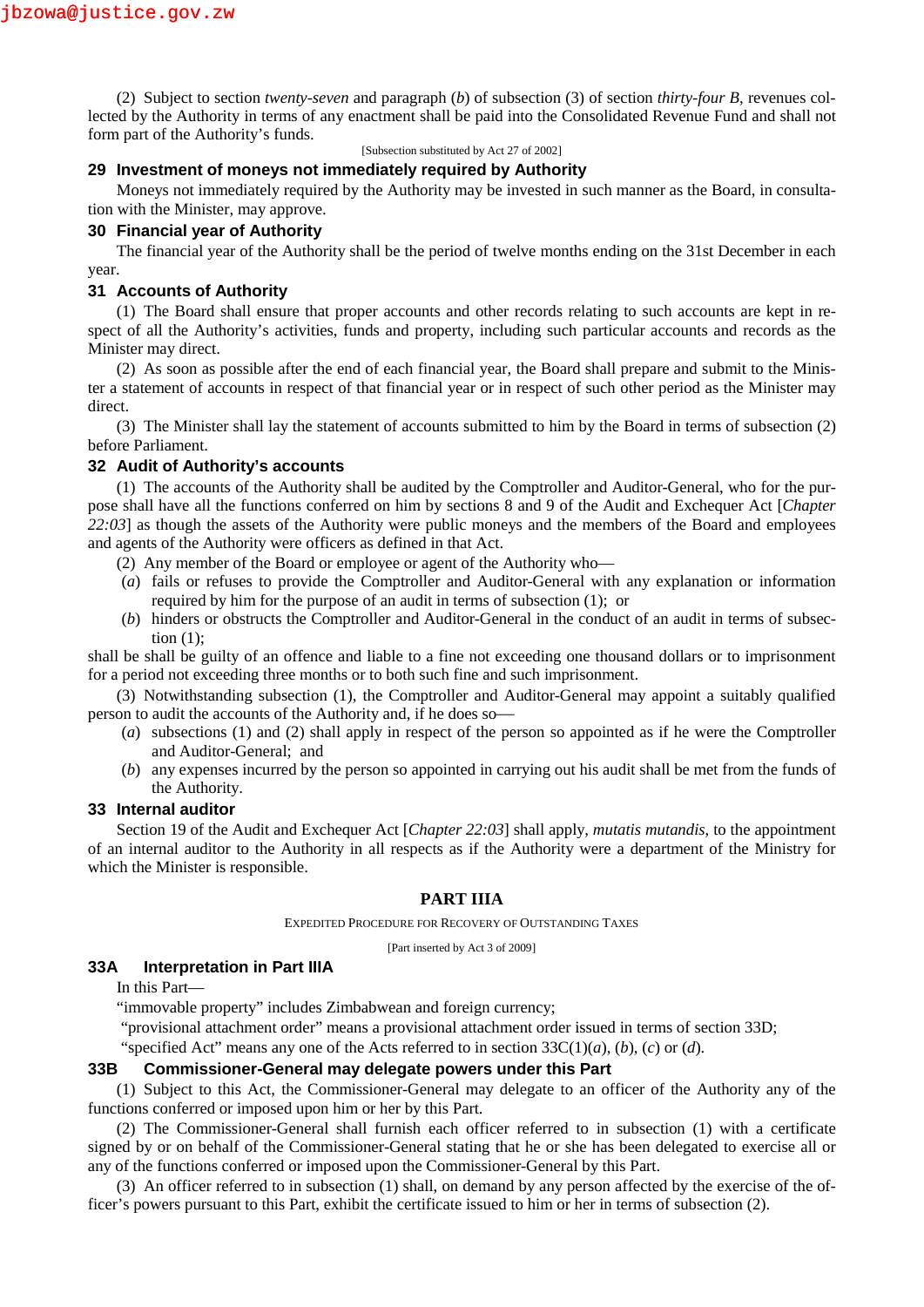(2) Subject to section *twenty-seven* and paragraph (*b*) of subsection (3) of section *thirty-four B*, revenues collected by the Authority in terms of any enactment shall be paid into the Consolidated Revenue Fund and shall not form part of the Authority's funds.

[Subsection substituted by Act 27 of 2002]

### 29 Investment of moneys not immediately required by Authority

Moneys not immediately required by the Authority may be invested in such manner as the Board, in consultation with the Minister, may approve.

### 30 Financial year of Authority

The financial year of the Authority shall be the period of twelve months ending on the 31st December in each year.

### 31 Accounts of Authority

(1) The Board shall ensure that proper accounts and other records relating to such accounts are kept in respect of all the Authority's activities, funds and property, including such particular accounts and records as the Minister may direct.

(2) As soon as possible after the end of each financial year, the Board shall prepare and submit to the Minister a statement of accounts in respect of that financial year or in respect of such other period as the Minister may direct.

(3) The Minister shall lay the statement of accounts submitted to him by the Board in terms of subsection (2) before Parliament.

### 32 Audit of Authority's accounts

(1) The accounts of the Authority shall be audited by the Comptroller and Auditor-General, who for the purpose shall have all the functions conferred on him by sections 8 and 9 of the Audit and Exchequer Act [*Chapter 22:03*] as though the assets of the Authority were public moneys and the members of the Board and employees and agents of the Authority were officers as defined in that Act.

(2) Any member of the Board or employee or agent of the Authority who—

(*a*) fails or refuses to provide the Comptroller and Auditor-General with any explanation or information required by him for the purpose of an audit in terms of subsection (1); or

(*b*) hinders or obstructs the Comptroller and Auditor-General in the conduct of an audit in terms of subsection (1);

shall be shall be guilty of an offence and liable to a fine not exceeding one thousand dollars or to imprisonment for a period not exceeding three months or to both such fine and such imprisonment.

(3) Notwithstanding subsection (1), the Comptroller and Auditor-General may appoint a suitably qualified person to audit the accounts of the Authority and, if he does so—

(*a*) subsections (1) and (2) shall apply in respect of the person so appointed as if he were the Comptroller and Auditor-General; and

(*b*) any expenses incurred by the person so appointed in carrying out his audit shall be met from the funds of the Authority.

### 33 Internal auditor

Section 19 of the Audit and Exchequer Act [*Chapter 22:03*] shall apply, *mutatis mutandis*, to the appointment of an internal auditor to the Authority in all respects as if the Authority were a department of the Ministry for which the Minister is responsible.

## PART IIIA

EXPEDITED PROCEDURE FOR RECOVERY OF OUTSTANDING TAXES

[Part inserted by Act 3 of 2009]

### 33A Interpretation in Part IIIA

In this Part—

"immovable property" includes Zimbabwean and foreign currency;

"provisional attachment order" means a provisional attachment order issued in terms of section 33D;

"specified Act" means any one of the Acts referred to in section 33C(1)(*a*), (*b*), (*c*) or (*d*).

### 33B Commissioner-General may delegate powers under this Part

(1) Subject to this Act, the Commissioner-General may delegate to an officer of the Authority any of the functions conferred or imposed upon him or her by this Part.

(2) The Commissioner-General shall furnish each officer referred to in subsection (1) with a certificate signed by or on behalf of the Commissioner-General stating that he or she has been delegated to exercise all or any of the functions conferred or imposed upon the Commissioner-General by this Part.

(3) An officer referred to in subsection (1) shall, on demand by any person affected by the exercise of the officer's powers pursuant to this Part, exhibit the certificate issued to him or her in terms of subsection (2).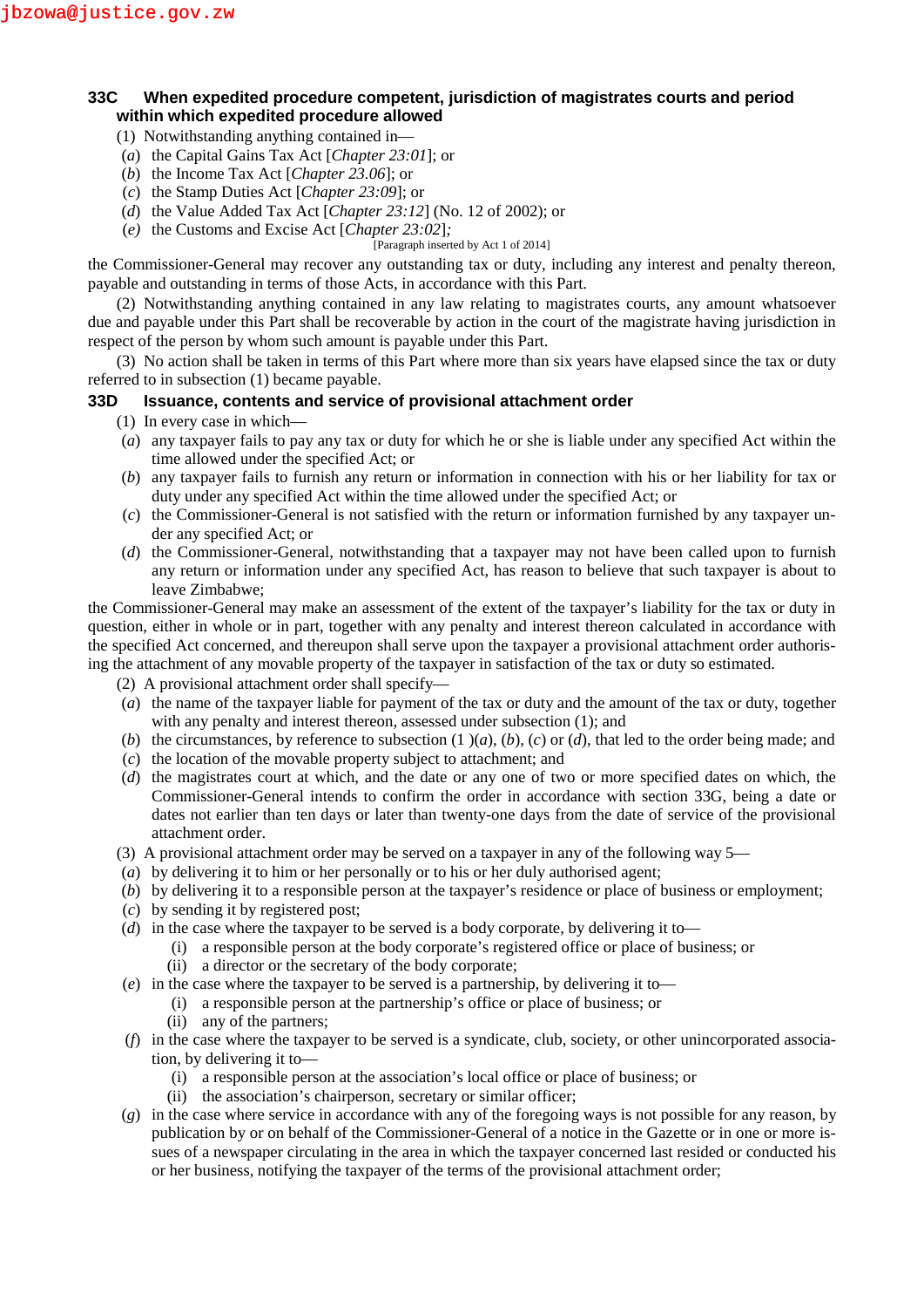### 33C When expedited procedure competent, jurisdiction of magistrates courts and period within which expedited procedure allowed

(1) Notwithstanding anything contained in—

(*a*) the Capital Gains Tax Act [*Chapter 23:01*]; or

(*b*) the Income Tax Act [*Chapter 23.06*]; or

(*c*) the Stamp Duties Act [*Chapter 23:09*]; or

(*d*) the Value Added Tax Act [*Chapter 23:12*] (No. 12 of 2002); or

(*e*) the Customs and Excise Act [*Chapter 23:02*];

[Paragraph inserted by Act 1 of 2014]

the Commissioner-General may recover any outstanding tax or duty, including any interest and penalty thereon, payable and outstanding in terms of those Acts, in accordance with this Part.

(2) Notwithstanding anything contained in any law relating to magistrates courts, any amount whatsoever due and payable under this Part shall be recoverable by action in the court of the magistrate having jurisdiction in respect of the person by whom such amount is payable under this Part.

(3) No action shall be taken in terms of this Part where more than six years have elapsed since the tax or duty referred to in subsection (1) became payable.

### 33D Issuance, contents and service of provisional attachment order

(1) In every case in which—

(*a*) any taxpayer fails to pay any tax or duty for which he or she is liable under any specified Act within the time allowed under the specified Act; or

(*b*) any taxpayer fails to furnish any return or information in connection with his or her liability for tax or duty under any specified Act within the time allowed under the specified Act; or

(*c*) the Commissioner-General is not satisfied with the return or information furnished by any taxpayer under any specified Act; or

(*d*) the Commissioner-General, notwithstanding that a taxpayer may not have been called upon to furnish any return or information under any specified Act, has reason to believe that such taxpayer is about to leave Zimbabwe;

the Commissioner-General may make an assessment of the extent of the taxpayer's liability for the tax or duty in question, either in whole or in part, together with any penalty and interest thereon calculated in accordance with the specified Act concerned, and thereupon shall serve upon the taxpayer a provisional attachment order authorising the attachment of any movable property of the taxpayer in satisfaction of the tax or duty so estimated.

(2) A provisional attachment order shall specify—

(*a*) the name of the taxpayer liable for payment of the tax or duty and the amount of the tax or duty, together with any penalty and interest thereon, assessed under subsection (1); and

(*b*) the circumstances, by reference to subsection (1 )(*a*), (*b*), (*c*) or (*d*), that led to the order being made; and

(*c*) the location of the movable property subject to attachment; and

(*d*) the magistrates court at which, and the date or any one of two or more specified dates on which, the Commissioner-General intends to confirm the order in accordance with section 33G, being a date or dates not earlier than ten days or later than twenty-one days from the date of service of the provisional attachment order.

(3) A provisional attachment order may be served on a taxpayer in any of the following way 5—

(*a*) by delivering it to him or her personally or to his or her duly authorised agent;

(*b*) by delivering it to a responsible person at the taxpayer's residence or place of business or employment;

(*c*) by sending it by registered post;

(*d*) in the case where the taxpayer to be served is a body corporate, by delivering it to—

(i) a responsible person at the body corporate's registered office or place of business; or

(ii) a director or the secretary of the body corporate;

(*e*) in the case where the taxpayer to be served is a partnership, by delivering it to—

(i) a responsible person at the partnership's office or place of business; or

(ii) any of the partners;

(*f*) in the case where the taxpayer to be served is a syndicate, club, society, or other unincorporated association, by delivering it to—

(i) a responsible person at the association's local office or place of business; or

(ii) the association's chairperson, secretary or similar officer;

(*g*) in the case where service in accordance with any of the foregoing ways is not possible for any reason, by publication by or on behalf of the Commissioner-General of a notice in the Gazette or in one or more issues of a newspaper circulating in the area in which the taxpayer concerned last resided or conducted his or her business, notifying the taxpayer of the terms of the provisional attachment order;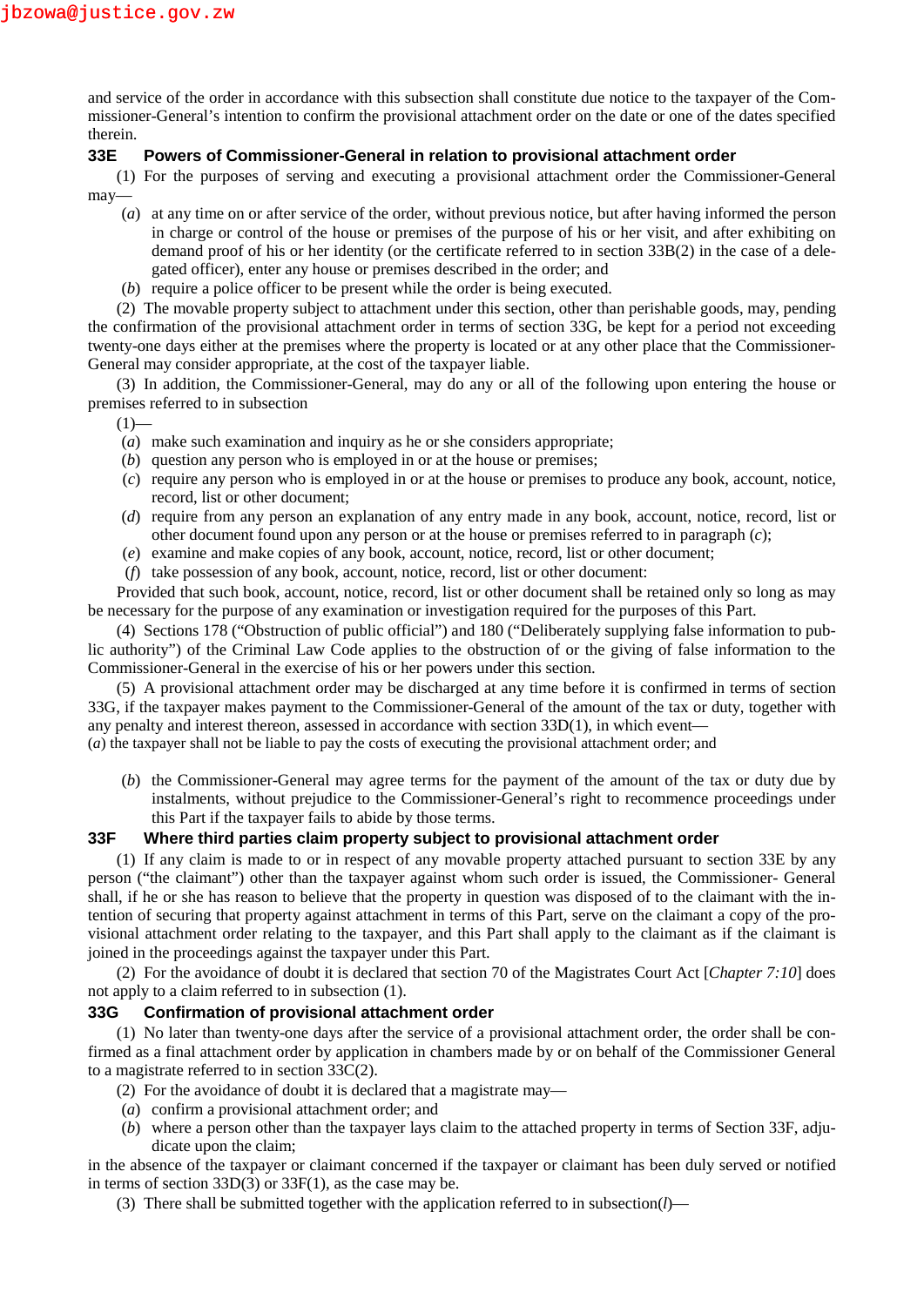and service of the order in accordance with this subsection shall constitute due notice to the taxpayer of the Commissioner-General's intention to confirm the provisional attachment order on the date or one of the dates specified therein.

### 33E Powers of Commissioner-General in relation to provisional attachment order

(1) For the purposes of serving and executing a provisional attachment order the Commissioner-General may—

(*a*) at any time on or after service of the order, without previous notice, but after having informed the person in charge or control of the house or premises of the purpose of his or her visit, and after exhibiting on demand proof of his or her identity (or the certificate referred to in section 33B(2) in the case of a delegated officer), enter any house or premises described in the order; and

(*b*) require a police officer to be present while the order is being executed.

(2) The movable property subject to attachment under this section, other than perishable goods, may, pending the confirmation of the provisional attachment order in terms of section 33G, be kept for a period not exceeding twenty-one days either at the premises where the property is located or at any other place that the Commissioner-General may consider appropriate, at the cost of the taxpayer liable.

(3) In addition, the Commissioner-General, may do any or all of the following upon entering the house or premises referred to in subsection

(1)—

(*a*) make such examination and inquiry as he or she considers appropriate;

(*b*) question any person who is employed in or at the house or premises;

(*c*) require any person who is employed in or at the house or premises to produce any book, account, notice, record, list or other document;

(*d*) require from any person an explanation of any entry made in any book, account, notice, record, list or other document found upon any person or at the house or premises referred to in paragraph (*c*);

(*e*) examine and make copies of any book, account, notice, record, list or other document;

(*f*) take possession of any book, account, notice, record, list or other document:

Provided that such book, account, notice, record, list or other document shall be retained only so long as may be necessary for the purpose of any examination or investigation required for the purposes of this Part.

(4) Sections 178 ("Obstruction of public official") and 180 ("Deliberately supplying false information to public authority") of the Criminal Law Code applies to the obstruction of or the giving of false information to the Commissioner-General in the exercise of his or her powers under this section.

(5) A provisional attachment order may be discharged at any time before it is confirmed in terms of section 33G, if the taxpayer makes payment to the Commissioner-General of the amount of the tax or duty, together with any penalty and interest thereon, assessed in accordance with section 33D(1), in which event—

(*a*) the taxpayer shall not be liable to pay the costs of executing the provisional attachment order; and

(*b*) the Commissioner-General may agree terms for the payment of the amount of the tax or duty due by instalments, without prejudice to the Commissioner-General's right to recommence proceedings under this Part if the taxpayer fails to abide by those terms.

### 33F Where third parties claim property subject to provisional attachment order

(1) If any claim is made to or in respect of any movable property attached pursuant to section 33E by any person ("the claimant") other than the taxpayer against whom such order is issued, the Commissioner- General shall, if he or she has reason to believe that the property in question was disposed of to the claimant with the intention of securing that property against attachment in terms of this Part, serve on the claimant a copy of the provisional attachment order relating to the taxpayer, and this Part shall apply to the claimant as if the claimant is joined in the proceedings against the taxpayer under this Part.

(2) For the avoidance of doubt it is declared that section 70 of the Magistrates Court Act [*Chapter 7:10*] does not apply to a claim referred to in subsection (1).

### 33G Confirmation of provisional attachment order

(1) No later than twenty-one days after the service of a provisional attachment order, the order shall be confirmed as a final attachment order by application in chambers made by or on behalf of the Commissioner General to a magistrate referred to in section 33C(2).

(2) For the avoidance of doubt it is declared that a magistrate may—

(*a*) confirm a provisional attachment order; and

(*b*) where a person other than the taxpayer lays claim to the attached property in terms of Section 33F, adjudicate upon the claim;

in the absence of the taxpayer or claimant concerned if the taxpayer or claimant has been duly served or notified in terms of section 33D(3) or 33F(1), as the case may be.

(3) There shall be submitted together with the application referred to in subsection(*l*)—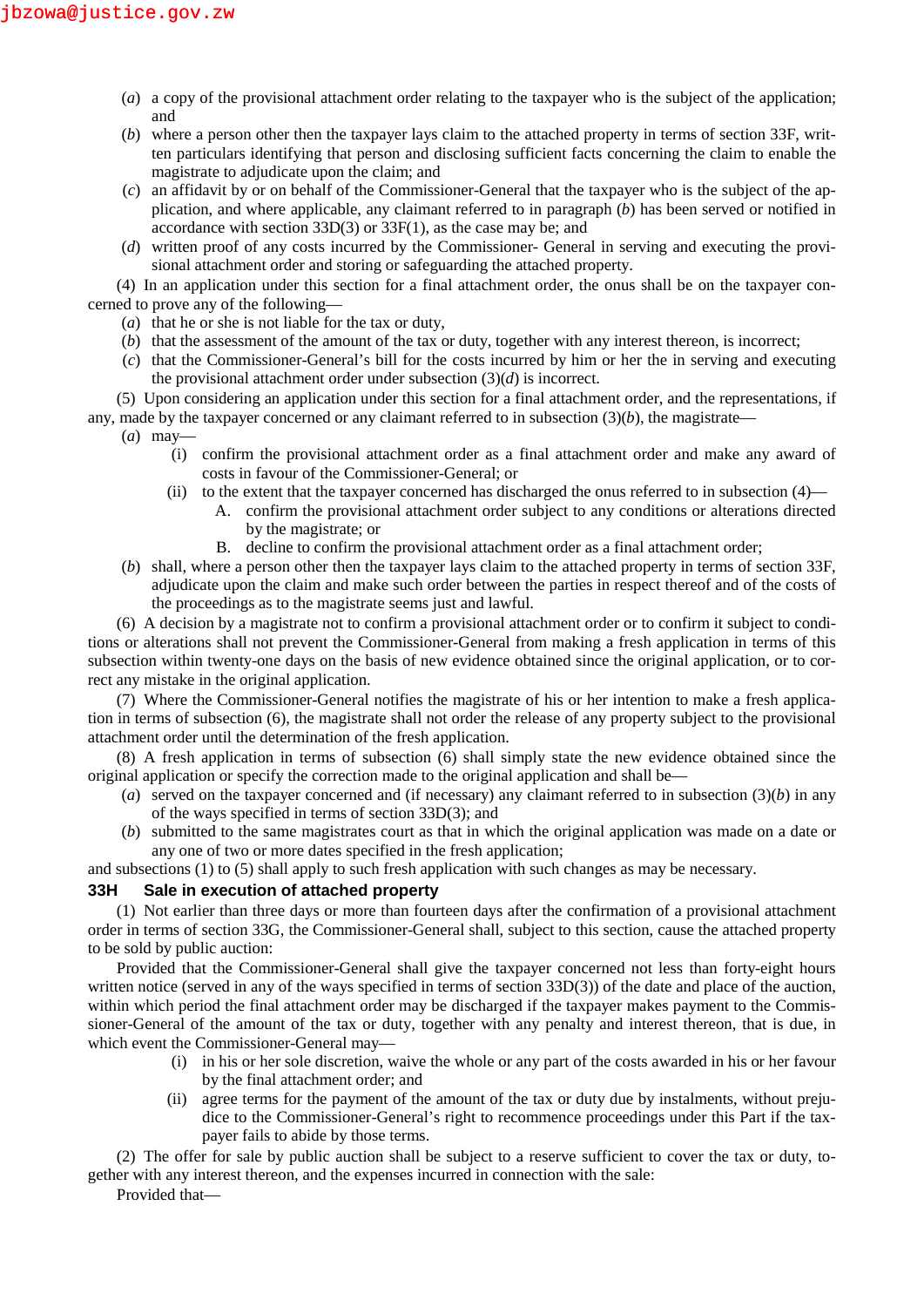(*a*) a copy of the provisional attachment order relating to the taxpayer who is the subject of the application; and

(*b*) where a person other then the taxpayer lays claim to the attached property in terms of section 33F, written particulars identifying that person and disclosing sufficient facts concerning the claim to enable the magistrate to adjudicate upon the claim; and

(*c*) an affidavit by or on behalf of the Commissioner-General that the taxpayer who is the subject of the application, and where applicable, any claimant referred to in paragraph (*b*) has been served or notified in accordance with section 33D(3) or 33F(1), as the case may be; and

(*d*) written proof of any costs incurred by the Commissioner- General in serving and executing the provisional attachment order and storing or safeguarding the attached property.

(4) In an application under this section for a final attachment order, the onus shall be on the taxpayer concerned to prove any of the following—

(*a*) that he or she is not liable for the tax or duty,

(*b*) that the assessment of the amount of the tax or duty, together with any interest thereon, is incorrect;

(*c*) that the Commissioner-General's bill for the costs incurred by him or her the in serving and executing the provisional attachment order under subsection (3)(*d*) is incorrect.

(5) Upon considering an application under this section for a final attachment order, and the representations, if any, made by the taxpayer concerned or any claimant referred to in subsection (3)(*b*), the magistrate—

(*a*) may—

(i) confirm the provisional attachment order as a final attachment order and make any award of costs in favour of the Commissioner-General; or

(ii) to the extent that the taxpayer concerned has discharged the onus referred to in subsection (4)—

A. confirm the provisional attachment order subject to any conditions or alterations directed by the magistrate; or

B. decline to confirm the provisional attachment order as a final attachment order;

(*b*) shall, where a person other then the taxpayer lays claim to the attached property in terms of section 33F, adjudicate upon the claim and make such order between the parties in respect thereof and of the costs of the proceedings as to the magistrate seems just and lawful.

(6) A decision by a magistrate not to confirm a provisional attachment order or to confirm it subject to conditions or alterations shall not prevent the Commissioner-General from making a fresh application in terms of this subsection within twenty-one days on the basis of new evidence obtained since the original application, or to correct any mistake in the original application.

(7) Where the Commissioner-General notifies the magistrate of his or her intention to make a fresh application in terms of subsection (6), the magistrate shall not order the release of any property subject to the provisional attachment order until the determination of the fresh application.

(8) A fresh application in terms of subsection (6) shall simply state the new evidence obtained since the original application or specify the correction made to the original application and shall be—

(*a*) served on the taxpayer concerned and (if necessary) any claimant referred to in subsection (3)(*b*) in any of the ways specified in terms of section 33D(3); and

(*b*) submitted to the same magistrates court as that in which the original application was made on a date or any one of two or more dates specified in the fresh application;

and subsections (1) to (5) shall apply to such fresh application with such changes as may be necessary.

## 33H Sale in execution of attached property

(1) Not earlier than three days or more than fourteen days after the confirmation of a provisional attachment order in terms of section 33G, the Commissioner-General shall, subject to this section, cause the attached property to be sold by public auction:

Provided that the Commissioner-General shall give the taxpayer concerned not less than forty-eight hours written notice (served in any of the ways specified in terms of section 33D(3)) of the date and place of the auction, within which period the final attachment order may be discharged if the taxpayer makes payment to the Commissioner-General of the amount of the tax or duty, together with any penalty and interest thereon, that is due, in which event the Commissioner-General may—

(i) in his or her sole discretion, waive the whole or any part of the costs awarded in his or her favour by the final attachment order; and

(ii) agree terms for the payment of the amount of the tax or duty due by instalments, without prejudice to the Commissioner-General's right to recommence proceedings under this Part if the taxpayer fails to abide by those terms.

(2) The offer for sale by public auction shall be subject to a reserve sufficient to cover the tax or duty, together with any interest thereon, and the expenses incurred in connection with the sale:

Provided that—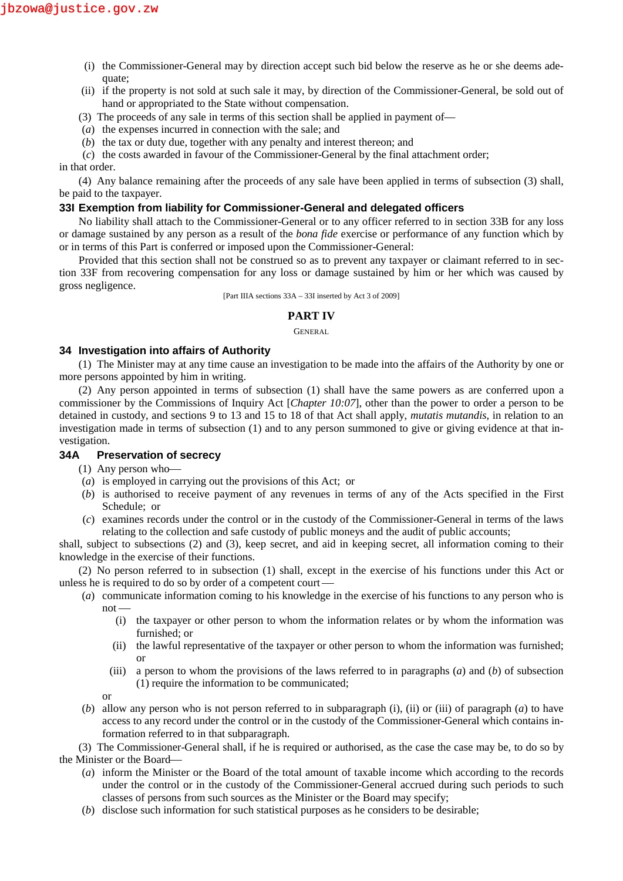(i) the Commissioner-General may by direction accept such bid below the reserve as he or she deems adequate;

(ii) if the property is not sold at such sale it may, by direction of the Commissioner-General, be sold out of hand or appropriated to the State without compensation.

(3) The proceeds of any sale in terms of this section shall be applied in payment of—

(*a*) the expenses incurred in connection with the sale; and

(*b*) the tax or duty due, together with any penalty and interest thereon; and

(*c*) the costs awarded in favour of the Commissioner-General by the final attachment order;

in that order.

(4) Any balance remaining after the proceeds of any sale have been applied in terms of subsection (3) shall, be paid to the taxpayer.

**33I Exemption from liability for Commissioner-General and delegated officers**

No liability shall attach to the Commissioner-General or to any officer referred to in section 33B for any loss or damage sustained by any person as a result of the *bona fide* exercise or performance of any function which by or in terms of this Part is conferred or imposed upon the Commissioner-General:

Provided that this section shall not be construed so as to prevent any taxpayer or claimant referred to in section 33F from recovering compensation for any loss or damage sustained by him or her which was caused by gross negligence.

[Part IIIA sections 33A – 33I inserted by Act 3 of 2009]

## PART IV

GENERAL

**34 Investigation into affairs of Authority**

(1) The Minister may at any time cause an investigation to be made into the affairs of the Authority by one or more persons appointed by him in writing.

(2) Any person appointed in terms of subsection (1) shall have the same powers as are conferred upon a commissioner by the Commissions of Inquiry Act [*Chapter 10:07*], other than the power to order a person to be detained in custody, and sections 9 to 13 and 15 to 18 of that Act shall apply, *mutatis mutandis*, in relation to an investigation made in terms of subsection (1) and to any person summoned to give or giving evidence at that investigation.

**34A Preservation of secrecy**

(1) Any person who—

(*a*) is employed in carrying out the provisions of this Act; or

(*b*) is authorised to receive payment of any revenues in terms of any of the Acts specified in the First Schedule; or

(*c*) examines records under the control or in the custody of the Commissioner-General in terms of the laws relating to the collection and safe custody of public moneys and the audit of public accounts;

shall, subject to subsections (2) and (3), keep secret, and aid in keeping secret, all information coming to their knowledge in the exercise of their functions.

(2) No person referred to in subsection (1) shall, except in the exercise of his functions under this Act or unless he is required to do so by order of a competent court—

(*a*) communicate information coming to his knowledge in the exercise of his functions to any person who is not—

(i) the taxpayer or other person to whom the information relates or by whom the information was furnished; or

(ii) the lawful representative of the taxpayer or other person to whom the information was furnished; or

(iii) a person to whom the provisions of the laws referred to in paragraphs (*a*) and (*b*) of subsection (1) require the information to be communicated;

or

(*b*) allow any person who is not person referred to in subparagraph (i), (ii) or (iii) of paragraph (*a*) to have access to any record under the control or in the custody of the Commissioner-General which contains information referred to in that subparagraph.

(3) The Commissioner-General shall, if he is required or authorised, as the case the case may be, to do so by the Minister or the Board—

(*a*) inform the Minister or the Board of the total amount of taxable income which according to the records under the control or in the custody of the Commissioner-General accrued during such periods to such classes of persons from such sources as the Minister or the Board may specify;

(*b*) disclose such information for such statistical purposes as he considers to be desirable;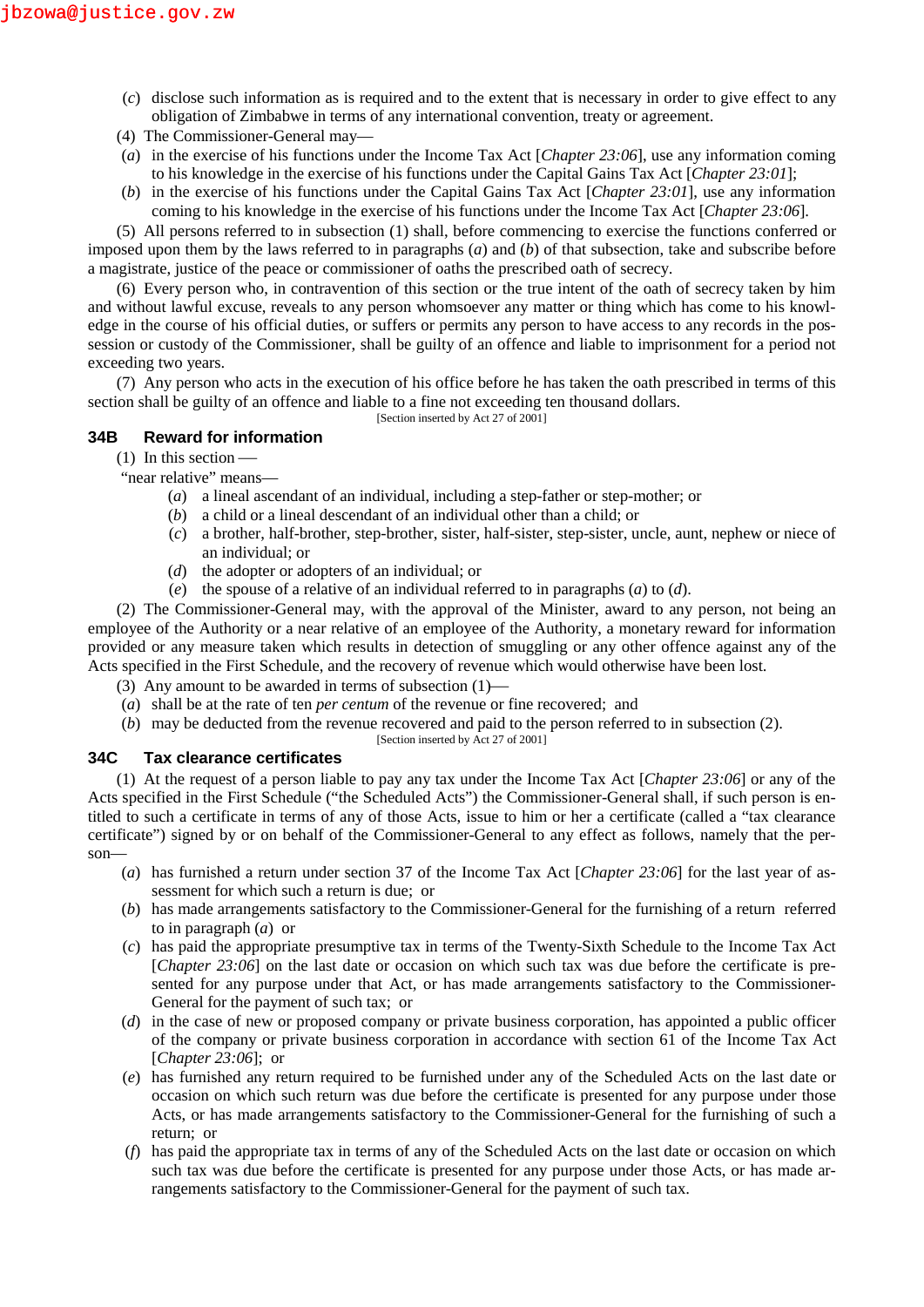(*c*) disclose such information as is required and to the extent that is necessary in order to give effect to any obligation of Zimbabwe in terms of any international convention, treaty or agreement.

(4) The Commissioner-General may—

(*a*) in the exercise of his functions under the Income Tax Act [*Chapter 23:06*], use any information coming to his knowledge in the exercise of his functions under the Capital Gains Tax Act [*Chapter 23:01*];

(*b*) in the exercise of his functions under the Capital Gains Tax Act [*Chapter 23:01*], use any information coming to his knowledge in the exercise of his functions under the Income Tax Act [*Chapter 23:06*].

(5) All persons referred to in subsection (1) shall, before commencing to exercise the functions conferred or imposed upon them by the laws referred to in paragraphs (*a*) and (*b*) of that subsection, take and subscribe before a magistrate, justice of the peace or commissioner of oaths the prescribed oath of secrecy.

(6) Every person who, in contravention of this section or the true intent of the oath of secrecy taken by him and without lawful excuse, reveals to any person whomsoever any matter or thing which has come to his knowledge in the course of his official duties, or suffers or permits any person to have access to any records in the possession or custody of the Commissioner, shall be guilty of an offence and liable to imprisonment for a period not exceeding two years.

(7) Any person who acts in the execution of his office before he has taken the oath prescribed in terms of this section shall be guilty of an offence and liable to a fine not exceeding ten thousand dollars.

[Section inserted by Act 27 of 2001]

### 34B Reward for information

(1) In this section —

"near relative" means—

(*a*) a lineal ascendant of an individual, including a step-father or step-mother; or

(*b*) a child or a lineal descendant of an individual other than a child; or

(*c*) a brother, half-brother, step-brother, sister, half-sister, step-sister, uncle, aunt, nephew or niece of an individual; or

(*d*) the adopter or adopters of an individual; or

(*e*) the spouse of a relative of an individual referred to in paragraphs (*a*) to (*d*).

(2) The Commissioner-General may, with the approval of the Minister, award to any person, not being an employee of the Authority or a near relative of an employee of the Authority, a monetary reward for information provided or any measure taken which results in detection of smuggling or any other offence against any of the Acts specified in the First Schedule, and the recovery of revenue which would otherwise have been lost.

(3) Any amount to be awarded in terms of subsection (1)—

(*a*) shall be at the rate of ten *per centum* of the revenue or fine recovered; and

(*b*) may be deducted from the revenue recovered and paid to the person referred to in subsection (2).

[Section inserted by Act 27 of 2001]

### 34C Tax clearance certificates

(1) At the request of a person liable to pay any tax under the Income Tax Act [*Chapter 23:06*] or any of the Acts specified in the First Schedule ("the Scheduled Acts") the Commissioner-General shall, if such person is entitled to such a certificate in terms of any of those Acts, issue to him or her a certificate (called a "tax clearance certificate") signed by or on behalf of the Commissioner-General to any effect as follows, namely that the person—

(*a*) has furnished a return under section 37 of the Income Tax Act [*Chapter 23:06*] for the last year of assessment for which such a return is due; or

(*b*) has made arrangements satisfactory to the Commissioner-General for the furnishing of a return referred to in paragraph (*a*) or

(*c*) has paid the appropriate presumptive tax in terms of the Twenty-Sixth Schedule to the Income Tax Act [*Chapter 23:06*] on the last date or occasion on which such tax was due before the certificate is presented for any purpose under that Act, or has made arrangements satisfactory to the Commissioner-General for the payment of such tax; or

(*d*) in the case of new or proposed company or private business corporation, has appointed a public officer of the company or private business corporation in accordance with section 61 of the Income Tax Act [*Chapter 23:06*]; or

(*e*) has furnished any return required to be furnished under any of the Scheduled Acts on the last date or occasion on which such return was due before the certificate is presented for any purpose under those Acts, or has made arrangements satisfactory to the Commissioner-General for the furnishing of such a return; or

(*f*) has paid the appropriate tax in terms of any of the Scheduled Acts on the last date or occasion on which such tax was due before the certificate is presented for any purpose under those Acts, or has made arrangements satisfactory to the Commissioner-General for the payment of such tax.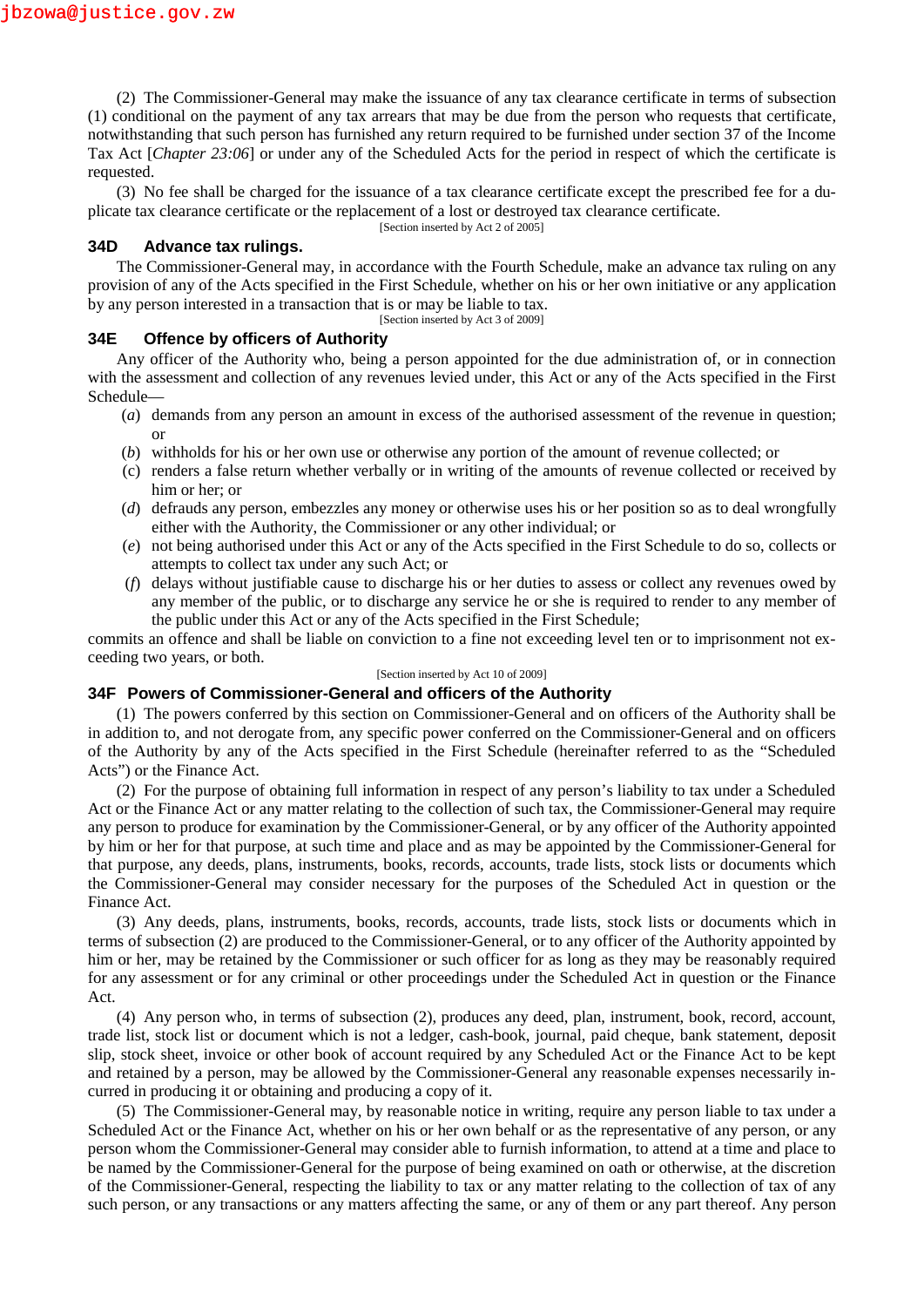(2) The Commissioner-General may make the issuance of any tax clearance certificate in terms of subsection (1) conditional on the payment of any tax arrears that may be due from the person who requests that certificate, notwithstanding that such person has furnished any return required to be furnished under section 37 of the Income Tax Act [*Chapter 23:06*] or under any of the Scheduled Acts for the period in respect of which the certificate is requested.

(3) No fee shall be charged for the issuance of a tax clearance certificate except the prescribed fee for a duplicate tax clearance certificate or the replacement of a lost or destroyed tax clearance certificate.

[Section inserted by Act 2 of 2005]

### 34D Advance tax rulings.

The Commissioner-General may, in accordance with the Fourth Schedule, make an advance tax ruling on any provision of any of the Acts specified in the First Schedule, whether on his or her own initiative or any application by any person interested in a transaction that is or may be liable to tax.

[Section inserted by Act 3 of 2009]

### 34E Offence by officers of Authority

Any officer of the Authority who, being a person appointed for the due administration of, or in connection with the assessment and collection of any revenues levied under, this Act or any of the Acts specified in the First Schedule—

(*a*) demands from any person an amount in excess of the authorised assessment of the revenue in question; or

(*b*) withholds for his or her own use or otherwise any portion of the amount of revenue collected; or

(c) renders a false return whether verbally or in writing of the amounts of revenue collected or received by him or her; or

(*d*) defrauds any person, embezzles any money or otherwise uses his or her position so as to deal wrongfully either with the Authority, the Commissioner or any other individual; or

(*e*) not being authorised under this Act or any of the Acts specified in the First Schedule to do so, collects or attempts to collect tax under any such Act; or

(*f*) delays without justifiable cause to discharge his or her duties to assess or collect any revenues owed by any member of the public, or to discharge any service he or she is required to render to any member of the public under this Act or any of the Acts specified in the First Schedule;

commits an offence and shall be liable on conviction to a fine not exceeding level ten or to imprisonment not exceeding two years, or both.

[Section inserted by Act 10 of 2009]

### 34F Powers of Commissioner-General and officers of the Authority

(1) The powers conferred by this section on Commissioner-General and on officers of the Authority shall be in addition to, and not derogate from, any specific power conferred on the Commissioner-General and on officers of the Authority by any of the Acts specified in the First Schedule (hereinafter referred to as the "Scheduled Acts") or the Finance Act.

(2) For the purpose of obtaining full information in respect of any person's liability to tax under a Scheduled Act or the Finance Act or any matter relating to the collection of such tax, the Commissioner-General may require any person to produce for examination by the Commissioner-General, or by any officer of the Authority appointed by him or her for that purpose, at such time and place and as may be appointed by the Commissioner-General for that purpose, any deeds, plans, instruments, books, records, accounts, trade lists, stock lists or documents which the Commissioner-General may consider necessary for the purposes of the Scheduled Act in question or the Finance Act.

(3) Any deeds, plans, instruments, books, records, accounts, trade lists, stock lists or documents which in terms of subsection (2) are produced to the Commissioner-General, or to any officer of the Authority appointed by him or her, may be retained by the Commissioner or such officer for as long as they may be reasonably required for any assessment or for any criminal or other proceedings under the Scheduled Act in question or the Finance Act.

(4) Any person who, in terms of subsection (2), produces any deed, plan, instrument, book, record, account, trade list, stock list or document which is not a ledger, cash-book, journal, paid cheque, bank statement, deposit slip, stock sheet, invoice or other book of account required by any Scheduled Act or the Finance Act to be kept and retained by a person, may be allowed by the Commissioner-General any reasonable expenses necessarily incurred in producing it or obtaining and producing a copy of it.

(5) The Commissioner-General may, by reasonable notice in writing, require any person liable to tax under a Scheduled Act or the Finance Act, whether on his or her own behalf or as the representative of any person, or any person whom the Commissioner-General may consider able to furnish information, to attend at a time and place to be named by the Commissioner-General for the purpose of being examined on oath or otherwise, at the discretion of the Commissioner-General, respecting the liability to tax or any matter relating to the collection of tax of any such person, or any transactions or any matters affecting the same, or any of them or any part thereof. Any person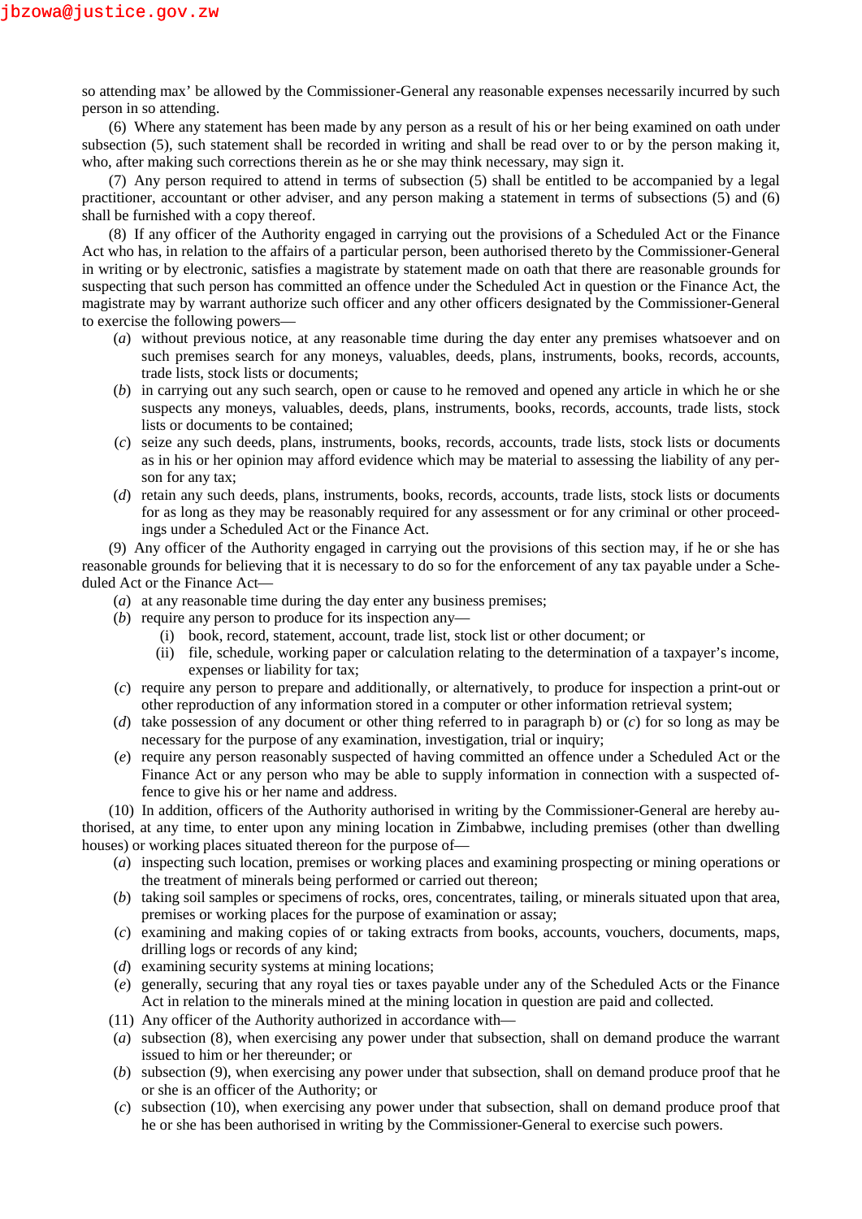so attending max' be allowed by the Commissioner-General any reasonable expenses necessarily incurred by such person in so attending.

(6) Where any statement has been made by any person as a result of his or her being examined on oath under subsection (5), such statement shall be recorded in writing and shall be read over to or by the person making it, who, after making such corrections therein as he or she may think necessary, may sign it.

(7) Any person required to attend in terms of subsection (5) shall be entitled to be accompanied by a legal practitioner, accountant or other adviser, and any person making a statement in terms of subsections (5) and (6) shall be furnished with a copy thereof.

(8) If any officer of the Authority engaged in carrying out the provisions of a Scheduled Act or the Finance Act who has, in relation to the affairs of a particular person, been authorised thereto by the Commissioner-General in writing or by electronic, satisfies a magistrate by statement made on oath that there are reasonable grounds for suspecting that such person has committed an offence under the Scheduled Act in question or the Finance Act, the magistrate may by warrant authorize such officer and any other officers designated by the Commissioner-General to exercise the following powers—

(*a*) without previous notice, at any reasonable time during the day enter any premises whatsoever and on such premises search for any moneys, valuables, deeds, plans, instruments, books, records, accounts, trade lists, stock lists or documents;

(*b*) in carrying out any such search, open or cause to he removed and opened any article in which he or she suspects any moneys, valuables, deeds, plans, instruments, books, records, accounts, trade lists, stock lists or documents to be contained;

(*c*) seize any such deeds, plans, instruments, books, records, accounts, trade lists, stock lists or documents as in his or her opinion may afford evidence which may be material to assessing the liability of any person for any tax;

(*d*) retain any such deeds, plans, instruments, books, records, accounts, trade lists, stock lists or documents for as long as they may be reasonably required for any assessment or for any criminal or other proceedings under a Scheduled Act or the Finance Act.

(9) Any officer of the Authority engaged in carrying out the provisions of this section may, if he or she has reasonable grounds for believing that it is necessary to do so for the enforcement of any tax payable under a Scheduled Act or the Finance Act—

(*a*) at any reasonable time during the day enter any business premises;

(*b*) require any person to produce for its inspection any—

(i) book, record, statement, account, trade list, stock list or other document; or

(ii) file, schedule, working paper or calculation relating to the determination of a taxpayer's income, expenses or liability for tax;

(*c*) require any person to prepare and additionally, or alternatively, to produce for inspection a print-out or other reproduction of any information stored in a computer or other information retrieval system;

(*d*) take possession of any document or other thing referred to in paragraph b) or (*c*) for so long as may be necessary for the purpose of any examination, investigation, trial or inquiry;

(*e*) require any person reasonably suspected of having committed an offence under a Scheduled Act or the Finance Act or any person who may be able to supply information in connection with a suspected offence to give his or her name and address.

(10) In addition, officers of the Authority authorised in writing by the Commissioner-General are hereby authorised, at any time, to enter upon any mining location in Zimbabwe, including premises (other than dwelling houses) or working places situated thereon for the purpose of—

(*a*) inspecting such location, premises or working places and examining prospecting or mining operations or the treatment of minerals being performed or carried out thereon;

(*b*) taking soil samples or specimens of rocks, ores, concentrates, tailing, or minerals situated upon that area, premises or working places for the purpose of examination or assay;

(*c*) examining and making copies of or taking extracts from books, accounts, vouchers, documents, maps, drilling logs or records of any kind;

(*d*) examining security systems at mining locations;

(*e*) generally, securing that any royal ties or taxes payable under any of the Scheduled Acts or the Finance Act in relation to the minerals mined at the mining location in question are paid and collected.

(11) Any officer of the Authority authorized in accordance with—

(*a*) subsection (8), when exercising any power under that subsection, shall on demand produce the warrant issued to him or her thereunder; or

(*b*) subsection (9), when exercising any power under that subsection, shall on demand produce proof that he or she is an officer of the Authority; or

(*c*) subsection (10), when exercising any power under that subsection, shall on demand produce proof that he or she has been authorised in writing by the Commissioner-General to exercise such powers.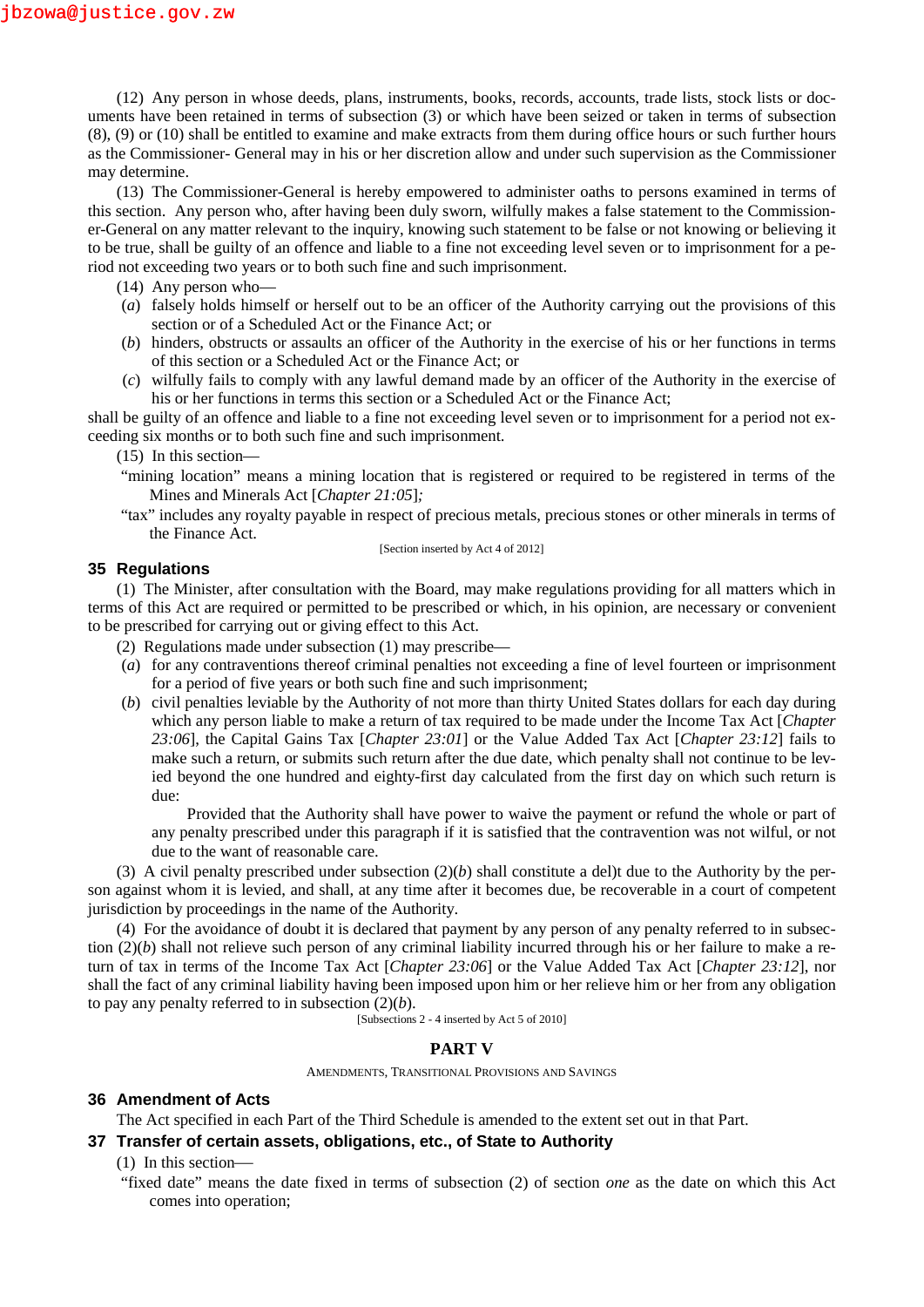(12) Any person in whose deeds, plans, instruments, books, records, accounts, trade lists, stock lists or documents have been retained in terms of subsection (3) or which have been seized or taken in terms of subsection (8), (9) or (10) shall be entitled to examine and make extracts from them during office hours or such further hours as the Commissioner- General may in his or her discretion allow and under such supervision as the Commissioner may determine.

(13) The Commissioner-General is hereby empowered to administer oaths to persons examined in terms of this section. Any person who, after having been duly sworn, wilfully makes a false statement to the Commissioner-General on any matter relevant to the inquiry, knowing such statement to be false or not knowing or believing it to be true, shall be guilty of an offence and liable to a fine not exceeding level seven or to imprisonment for a period not exceeding two years or to both such fine and such imprisonment.

(14) Any person who—

(*a*) falsely holds himself or herself out to be an officer of the Authority carrying out the provisions of this section or of a Scheduled Act or the Finance Act; or

(*b*) hinders, obstructs or assaults an officer of the Authority in the exercise of his or her functions in terms of this section or a Scheduled Act or the Finance Act; or

(*c*) wilfully fails to comply with any lawful demand made by an officer of the Authority in the exercise of his or her functions in terms this section or a Scheduled Act or the Finance Act;

shall be guilty of an offence and liable to a fine not exceeding level seven or to imprisonment for a period not exceeding six months or to both such fine and such imprisonment.

(15) In this section—

"mining location" means a mining location that is registered or required to be registered in terms of the Mines and Minerals Act [*Chapter 21:05*];

"tax" includes any royalty payable in respect of precious metals, precious stones or other minerals in terms of the Finance Act.

[Section inserted by Act 4 of 2012]

### 35 Regulations

(1) The Minister, after consultation with the Board, may make regulations providing for all matters which in terms of this Act are required or permitted to be prescribed or which, in his opinion, are necessary or convenient to be prescribed for carrying out or giving effect to this Act.

(2) Regulations made under subsection (1) may prescribe—

(*a*) for any contraventions thereof criminal penalties not exceeding a fine of level fourteen or imprisonment for a period of five years or both such fine and such imprisonment;

(*b*) civil penalties leviable by the Authority of not more than thirty United States dollars for each day during which any person liable to make a return of tax required to be made under the Income Tax Act [*Chapter 23:06*], the Capital Gains Tax [*Chapter 23:01*] or the Value Added Tax Act [*Chapter 23:12*] fails to make such a return, or submits such return after the due date, which penalty shall not continue to be levied beyond the one hundred and eighty-first day calculated from the first day on which such return is due:

Provided that the Authority shall have power to waive the payment or refund the whole or part of any penalty prescribed under this paragraph if it is satisfied that the contravention was not wilful, or not due to the want of reasonable care.

(3) A civil penalty prescribed under subsection (2)(*b*) shall constitute a del)t due to the Authority by the person against whom it is levied, and shall, at any time after it becomes due, be recoverable in a court of competent jurisdiction by proceedings in the name of the Authority.

(4) For the avoidance of doubt it is declared that payment by any person of any penalty referred to in subsection (2)(*b*) shall not relieve such person of any criminal liability incurred through his or her failure to make a return of tax in terms of the Income Tax Act [*Chapter 23:06*] or the Value Added Tax Act [*Chapter 23:12*], nor shall the fact of any criminal liability having been imposed upon him or her relieve him or her from any obligation to pay any penalty referred to in subsection (2)(*b*).

[Subsections 2 - 4 inserted by Act 5 of 2010]

## PART V

AMENDMENTS, TRANSITIONAL PROVISIONS AND SAVINGS

### 36 Amendment of Acts

The Act specified in each Part of the Third Schedule is amended to the extent set out in that Part.

### 37 Transfer of certain assets, obligations, etc., of State to Authority

(1) In this section—

"fixed date" means the date fixed in terms of subsection (2) of section *one* as the date on which this Act comes into operation;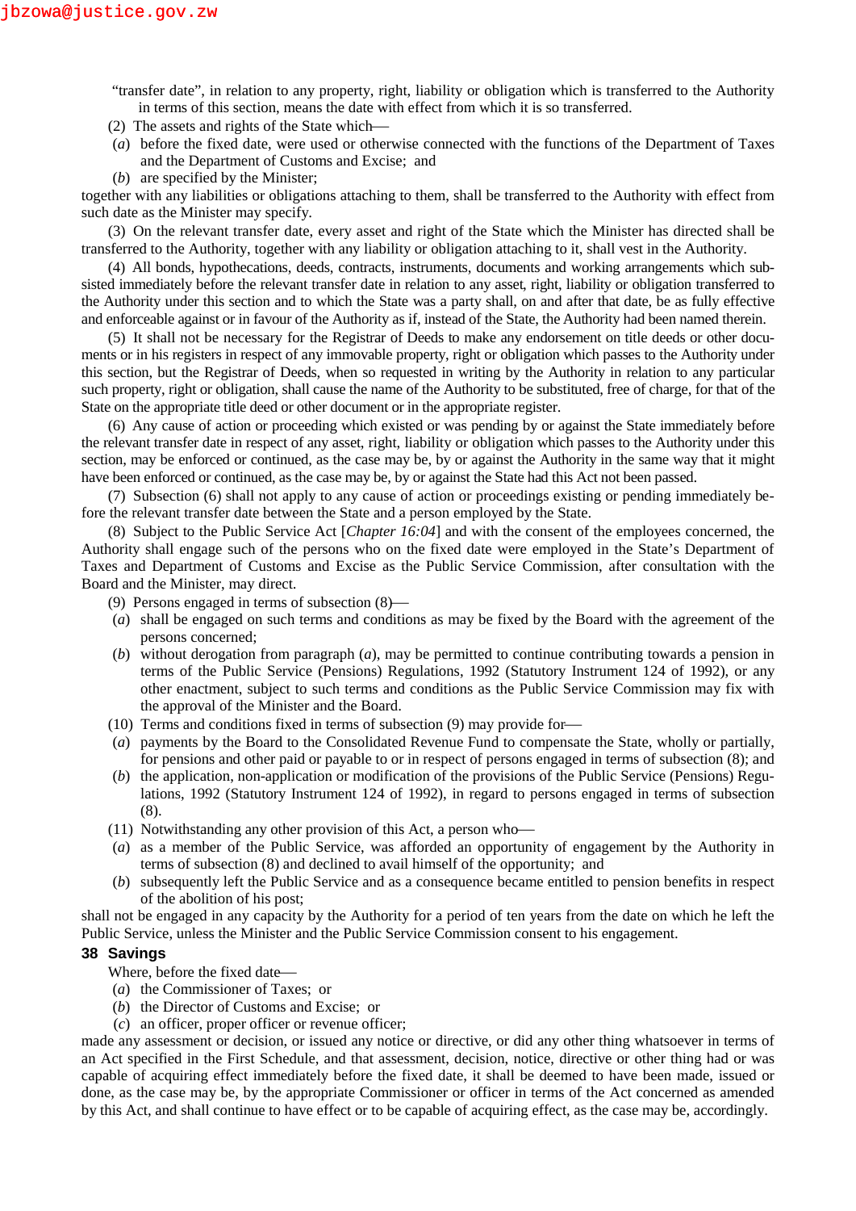"transfer date", in relation to any property, right, liability or obligation which is transferred to the Authority in terms of this section, means the date with effect from which it is so transferred.

(2) The assets and rights of the State which—

(*a*) before the fixed date, were used or otherwise connected with the functions of the Department of Taxes and the Department of Customs and Excise; and

(*b*) are specified by the Minister;

together with any liabilities or obligations attaching to them, shall be transferred to the Authority with effect from such date as the Minister may specify.

(3) On the relevant transfer date, every asset and right of the State which the Minister has directed shall be transferred to the Authority, together with any liability or obligation attaching to it, shall vest in the Authority.

(4) All bonds, hypothecations, deeds, contracts, instruments, documents and working arrangements which subsisted immediately before the relevant transfer date in relation to any asset, right, liability or obligation transferred to the Authority under this section and to which the State was a party shall, on and after that date, be as fully effective and enforceable against or in favour of the Authority as if, instead of the State, the Authority had been named therein.

(5) It shall not be necessary for the Registrar of Deeds to make any endorsement on title deeds or other documents or in his registers in respect of any immovable property, right or obligation which passes to the Authority under this section, but the Registrar of Deeds, when so requested in writing by the Authority in relation to any particular such property, right or obligation, shall cause the name of the Authority to be substituted, free of charge, for that of the State on the appropriate title deed or other document or in the appropriate register.

(6) Any cause of action or proceeding which existed or was pending by or against the State immediately before the relevant transfer date in respect of any asset, right, liability or obligation which passes to the Authority under this section, may be enforced or continued, as the case may be, by or against the Authority in the same way that it might have been enforced or continued, as the case may be, by or against the State had this Act not been passed.

(7) Subsection (6) shall not apply to any cause of action or proceedings existing or pending immediately before the relevant transfer date between the State and a person employed by the State.

(8) Subject to the Public Service Act [*Chapter 16:04*] and with the consent of the employees concerned, the Authority shall engage such of the persons who on the fixed date were employed in the State's Department of Taxes and Department of Customs and Excise as the Public Service Commission, after consultation with the Board and the Minister, may direct.

(9) Persons engaged in terms of subsection (8)—

(*a*) shall be engaged on such terms and conditions as may be fixed by the Board with the agreement of the persons concerned;

(*b*) without derogation from paragraph (*a*), may be permitted to continue contributing towards a pension in terms of the Public Service (Pensions) Regulations, 1992 (Statutory Instrument 124 of 1992), or any other enactment, subject to such terms and conditions as the Public Service Commission may fix with the approval of the Minister and the Board.

(10) Terms and conditions fixed in terms of subsection (9) may provide for—

(*a*) payments by the Board to the Consolidated Revenue Fund to compensate the State, wholly or partially, for pensions and other paid or payable to or in respect of persons engaged in terms of subsection (8); and

(*b*) the application, non-application or modification of the provisions of the Public Service (Pensions) Regulations, 1992 (Statutory Instrument 124 of 1992), in regard to persons engaged in terms of subsection (8).

(11) Notwithstanding any other provision of this Act, a person who—

(*a*) as a member of the Public Service, was afforded an opportunity of engagement by the Authority in terms of subsection (8) and declined to avail himself of the opportunity; and

(*b*) subsequently left the Public Service and as a consequence became entitled to pension benefits in respect of the abolition of his post;

shall not be engaged in any capacity by the Authority for a period of ten years from the date on which he left the Public Service, unless the Minister and the Public Service Commission consent to his engagement.

### 38 Savings

Where, before the fixed date—

(*a*) the Commissioner of Taxes; or

(*b*) the Director of Customs and Excise; or

(*c*) an officer, proper officer or revenue officer;

made any assessment or decision, or issued any notice or directive, or did any other thing whatsoever in terms of an Act specified in the First Schedule, and that assessment, decision, notice, directive or other thing had or was capable of acquiring effect immediately before the fixed date, it shall be deemed to have been made, issued or done, as the case may be, by the appropriate Commissioner or officer in terms of the Act concerned as amended by this Act, and shall continue to have effect or to be capable of acquiring effect, as the case may be, accordingly.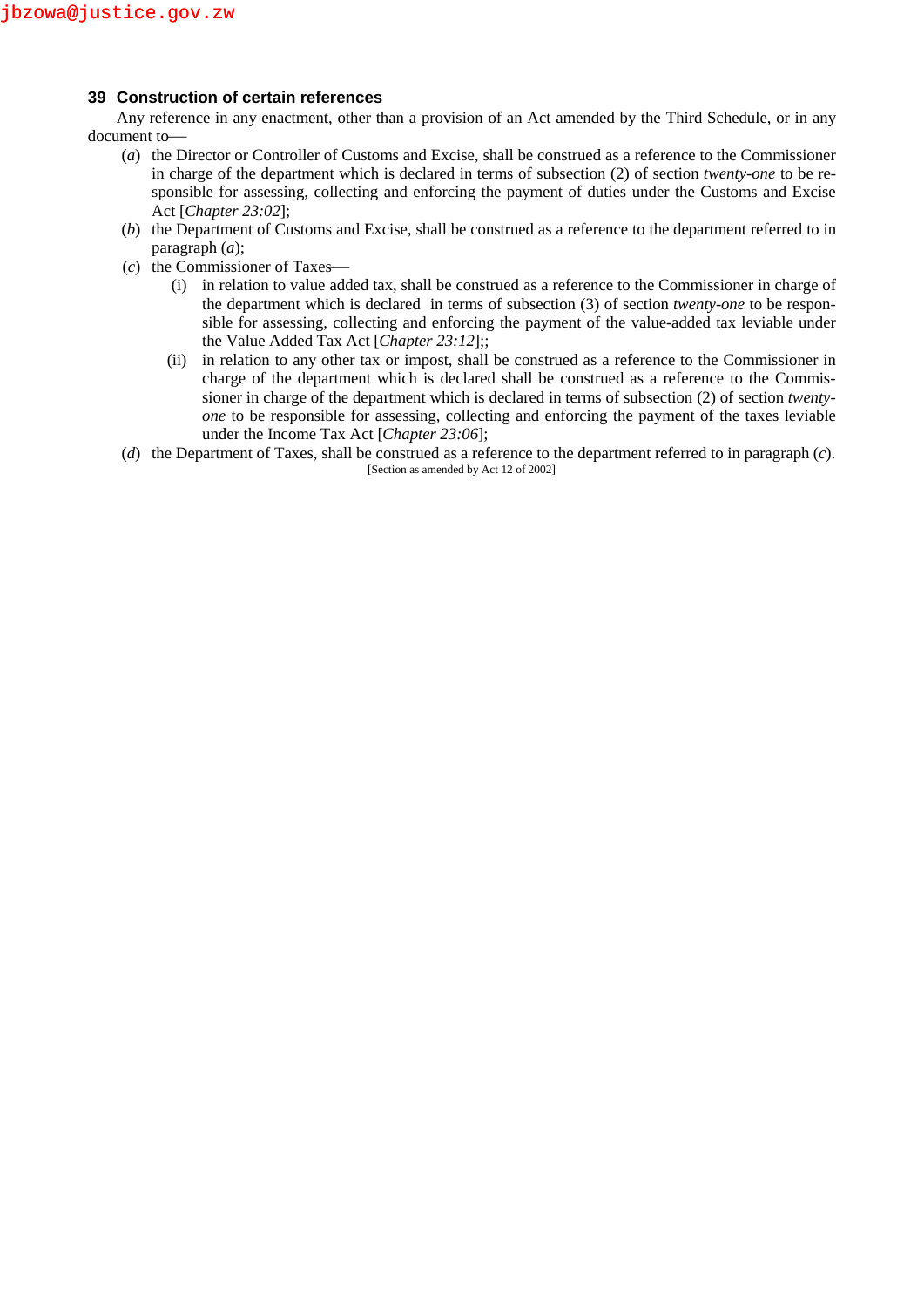### 39 Construction of certain references

Any reference in any enactment, other than a provision of an Act amended by the Third Schedule, or in any document to—

(*a*) the Director or Controller of Customs and Excise, shall be construed as a reference to the Commissioner in charge of the department which is declared in terms of subsection (2) of section *twenty-one* to be responsible for assessing, collecting and enforcing the payment of duties under the Customs and Excise Act [*Chapter 23:02*];

(*b*) the Department of Customs and Excise, shall be construed as a reference to the department referred to in paragraph (*a*);

(*c*) the Commissioner of Taxes—

(i) in relation to value added tax, shall be construed as a reference to the Commissioner in charge of the department which is declared in terms of subsection (3) of section *twenty-one* to be responsible for assessing, collecting and enforcing the payment of the value-added tax leviable under the Value Added Tax Act [*Chapter 23:12*];;

(ii) in relation to any other tax or impost, shall be construed as a reference to the Commissioner in charge of the department which is declared shall be construed as a reference to the Commissioner in charge of the department which is declared in terms of subsection (2) of section *twenty-one* to be responsible for assessing, collecting and enforcing the payment of the taxes leviable under the Income Tax Act [*Chapter 23:06*];

(*d*) the Department of Taxes, shall be construed as a reference to the department referred to in paragraph (*c*).

[Section as amended by Act 12 of 2002]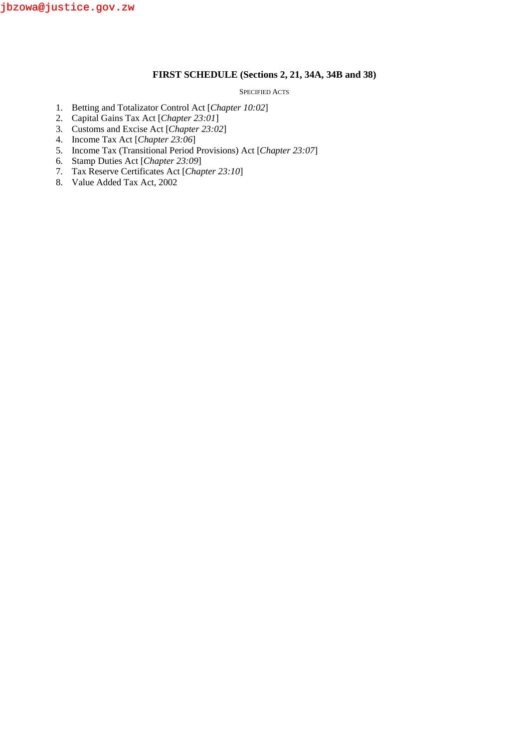## FIRST SCHEDULE (Sections 2, 21, 34A, 34B and 38)

SPECIFIED ACTS

1. Betting and Totalizator Control Act [*Chapter 10:02*]
2. Capital Gains Tax Act [*Chapter 23:01*]
3. Customs and Excise Act [*Chapter 23:02*]
4. Income Tax Act [*Chapter 23:06*]
5. Income Tax (Transitional Period Provisions) Act [*Chapter 23:07*]
6. Stamp Duties Act [*Chapter 23:09*]
7. Tax Reserve Certificates Act [*Chapter 23:10*]
8. Value Added Tax Act, 2002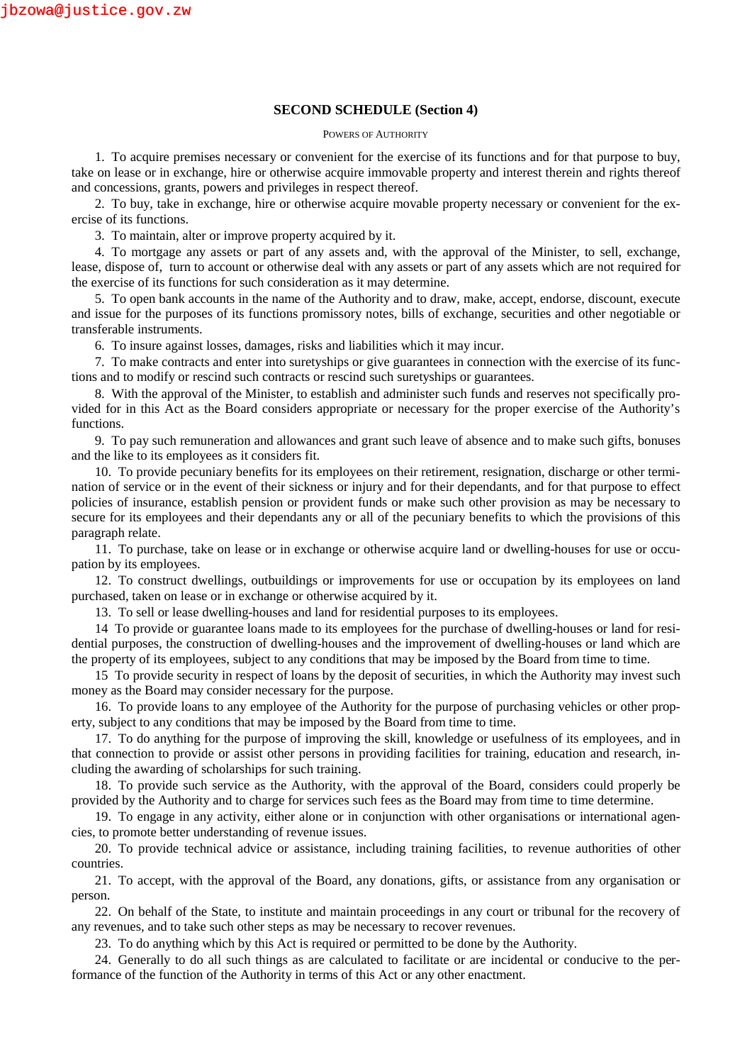## SECOND SCHEDULE (Section 4)

POWERS OF AUTHORITY

1. To acquire premises necessary or convenient for the exercise of its functions and for that purpose to buy, take on lease or in exchange, hire or otherwise acquire immovable property and interest therein and rights thereof and concessions, grants, powers and privileges in respect thereof.

2. To buy, take in exchange, hire or otherwise acquire movable property necessary or convenient for the exercise of its functions.

3. To maintain, alter or improve property acquired by it.

4. To mortgage any assets or part of any assets and, with the approval of the Minister, to sell, exchange, lease, dispose of, turn to account or otherwise deal with any assets or part of any assets which are not required for the exercise of its functions for such consideration as it may determine.

5. To open bank accounts in the name of the Authority and to draw, make, accept, endorse, discount, execute and issue for the purposes of its functions promissory notes, bills of exchange, securities and other negotiable or transferable instruments.

6. To insure against losses, damages, risks and liabilities which it may incur.

7. To make contracts and enter into suretyships or give guarantees in connection with the exercise of its functions and to modify or rescind such contracts or rescind such suretyships or guarantees.

8. With the approval of the Minister, to establish and administer such funds and reserves not specifically provided for in this Act as the Board considers appropriate or necessary for the proper exercise of the Authority's functions.

9. To pay such remuneration and allowances and grant such leave of absence and to make such gifts, bonuses and the like to its employees as it considers fit.

10. To provide pecuniary benefits for its employees on their retirement, resignation, discharge or other termination of service or in the event of their sickness or injury and for their dependants, and for that purpose to effect policies of insurance, establish pension or provident funds or make such other provision as may be necessary to secure for its employees and their dependants any or all of the pecuniary benefits to which the provisions of this paragraph relate.

11. To purchase, take on lease or in exchange or otherwise acquire land or dwelling-houses for use or occupation by its employees.

12. To construct dwellings, outbuildings or improvements for use or occupation by its employees on land purchased, taken on lease or in exchange or otherwise acquired by it.

13. To sell or lease dwelling-houses and land for residential purposes to its employees.

14 To provide or guarantee loans made to its employees for the purchase of dwelling-houses or land for residential purposes, the construction of dwelling-houses and the improvement of dwelling-houses or land which are the property of its employees, subject to any conditions that may be imposed by the Board from time to time.

15 To provide security in respect of loans by the deposit of securities, in which the Authority may invest such money as the Board may consider necessary for the purpose.

16. To provide loans to any employee of the Authority for the purpose of purchasing vehicles or other property, subject to any conditions that may be imposed by the Board from time to time.

17. To do anything for the purpose of improving the skill, knowledge or usefulness of its employees, and in that connection to provide or assist other persons in providing facilities for training, education and research, including the awarding of scholarships for such training.

18. To provide such service as the Authority, with the approval of the Board, considers could properly be provided by the Authority and to charge for services such fees as the Board may from time to time determine.

19. To engage in any activity, either alone or in conjunction with other organisations or international agencies, to promote better understanding of revenue issues.

20. To provide technical advice or assistance, including training facilities, to revenue authorities of other countries.

21. To accept, with the approval of the Board, any donations, gifts, or assistance from any organisation or person.

22. On behalf of the State, to institute and maintain proceedings in any court or tribunal for the recovery of any revenues, and to take such other steps as may be necessary to recover revenues.

23. To do anything which by this Act is required or permitted to be done by the Authority.

24. Generally to do all such things as are calculated to facilitate or are incidental or conducive to the performance of the function of the Authority in terms of this Act or any other enactment.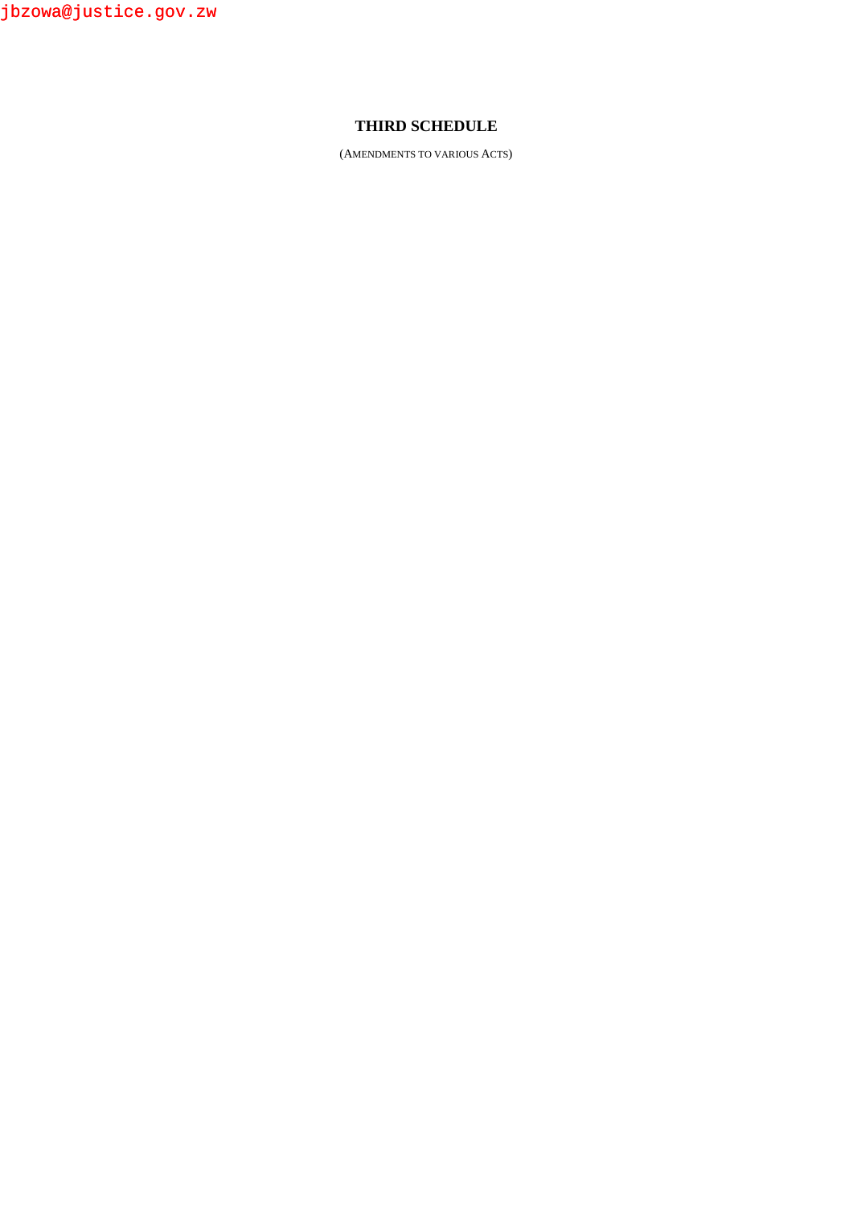jbzowa@justice.gov.zw

## THIRD SCHEDULE

(AMENDMENTS TO VARIOUS ACTS)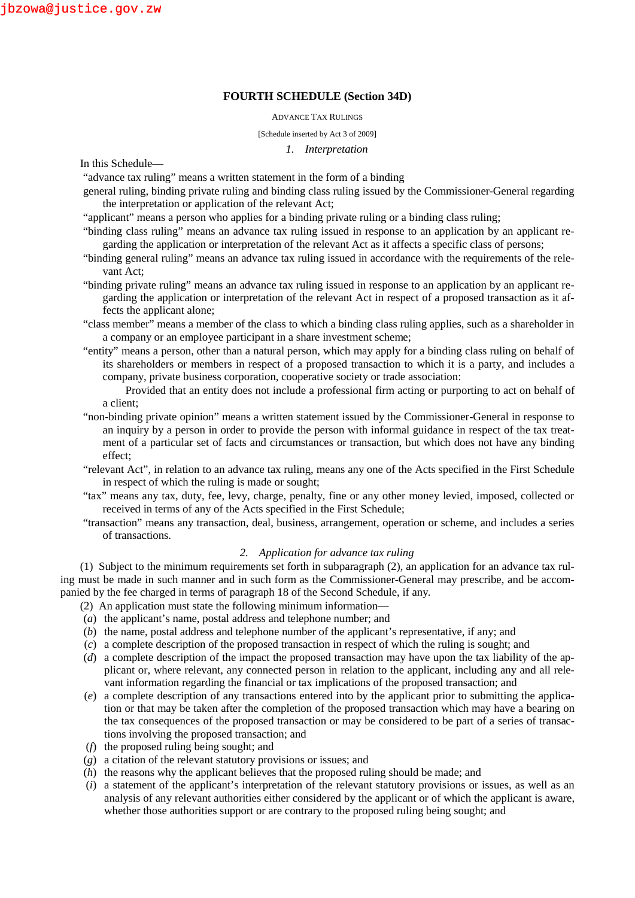## FOURTH SCHEDULE (Section 34D)

ADVANCE TAX RULINGS

[Schedule inserted by Act 3 of 2009]

*1. Interpretation*

In this Schedule—

"advance tax ruling" means a written statement in the form of a binding general ruling, binding private ruling and binding class ruling issued by the Commissioner-General regarding the interpretation or application of the relevant Act;

"applicant" means a person who applies for a binding private ruling or a binding class ruling;

"binding class ruling" means an advance tax ruling issued in response to an application by an applicant regarding the application or interpretation of the relevant Act as it affects a specific class of persons;

"binding general ruling" means an advance tax ruling issued in accordance with the requirements of the relevant Act;

"binding private ruling" means an advance tax ruling issued in response to an application by an applicant regarding the application or interpretation of the relevant Act in respect of a proposed transaction as it affects the applicant alone;

"class member" means a member of the class to which a binding class ruling applies, such as a shareholder in a company or an employee participant in a share investment scheme;

"entity" means a person, other than a natural person, which may apply for a binding class ruling on behalf of its shareholders or members in respect of a proposed transaction to which it is a party, and includes a company, private business corporation, cooperative society or trade association:

Provided that an entity does not include a professional firm acting or purporting to act on behalf of a client;

"non-binding private opinion" means a written statement issued by the Commissioner-General in response to an inquiry by a person in order to provide the person with informal guidance in respect of the tax treatment of a particular set of facts and circumstances or transaction, but which does not have any binding effect;

"relevant Act", in relation to an advance tax ruling, means any one of the Acts specified in the First Schedule in respect of which the ruling is made or sought;

"tax" means any tax, duty, fee, levy, charge, penalty, fine or any other money levied, imposed, collected or received in terms of any of the Acts specified in the First Schedule;

"transaction" means any transaction, deal, business, arrangement, operation or scheme, and includes a series of transactions.

*2. Application for advance tax ruling*

(1) Subject to the minimum requirements set forth in subparagraph (2), an application for an advance tax ruling must be made in such manner and in such form as the Commissioner-General may prescribe, and be accompanied by the fee charged in terms of paragraph 18 of the Second Schedule, if any.

(2) An application must state the following minimum information—

(*a*) the applicant's name, postal address and telephone number; and

(*b*) the name, postal address and telephone number of the applicant's representative, if any; and

(*c*) a complete description of the proposed transaction in respect of which the ruling is sought; and

(*d*) a complete description of the impact the proposed transaction may have upon the tax liability of the applicant or, where relevant, any connected person in relation to the applicant, including any and all relevant information regarding the financial or tax implications of the proposed transaction; and

(*e*) a complete description of any transactions entered into by the applicant prior to submitting the application or that may be taken after the completion of the proposed transaction which may have a bearing on the tax consequences of the proposed transaction or may be considered to be part of a series of transactions involving the proposed transaction; and

(*f*) the proposed ruling being sought; and

(*g*) a citation of the relevant statutory provisions or issues; and

(*h*) the reasons why the applicant believes that the proposed ruling should be made; and

(*i*) a statement of the applicant's interpretation of the relevant statutory provisions or issues, as well as an analysis of any relevant authorities either considered by the applicant or of which the applicant is aware, whether those authorities support or are contrary to the proposed ruling being sought; and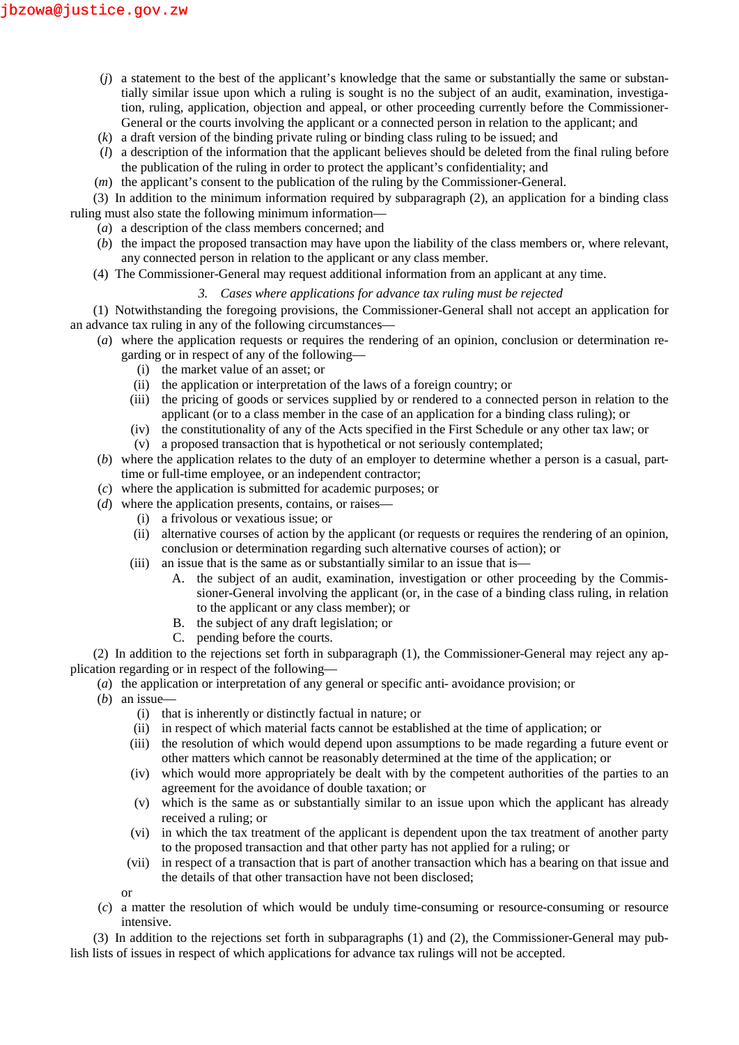(*j*) a statement to the best of the applicant's knowledge that the same or substantially the same or substantially similar issue upon which a ruling is sought is no the subject of an audit, examination, investigation, ruling, application, objection and appeal, or other proceeding currently before the Commissioner-General or the courts involving the applicant or a connected person in relation to the applicant; and

(*k*) a draft version of the binding private ruling or binding class ruling to be issued; and

(*l*) a description of the information that the applicant believes should be deleted from the final ruling before the publication of the ruling in order to protect the applicant's confidentiality; and

(*m*) the applicant's consent to the publication of the ruling by the Commissioner-General.

(3) In addition to the minimum information required by subparagraph (2), an application for a binding class ruling must also state the following minimum information—

(*a*) a description of the class members concerned; and

(*b*) the impact the proposed transaction may have upon the liability of the class members or, where relevant, any connected person in relation to the applicant or any class member.

(4) The Commissioner-General may request additional information from an applicant at any time.

### *3. Cases where applications for advance tax ruling must be rejected*

(1) Notwithstanding the foregoing provisions, the Commissioner-General shall not accept an application for an advance tax ruling in any of the following circumstances—

(*a*) where the application requests or requires the rendering of an opinion, conclusion or determination regarding or in respect of any of the following—

(i) the market value of an asset; or

(ii) the application or interpretation of the laws of a foreign country; or

(iii) the pricing of goods or services supplied by or rendered to a connected person in relation to the applicant (or to a class member in the case of an application for a binding class ruling); or

(iv) the constitutionality of any of the Acts specified in the First Schedule or any other tax law; or

(v) a proposed transaction that is hypothetical or not seriously contemplated;

(*b*) where the application relates to the duty of an employer to determine whether a person is a casual, part-time or full-time employee, or an independent contractor;

(*c*) where the application is submitted for academic purposes; or

(*d*) where the application presents, contains, or raises—

(i) a frivolous or vexatious issue; or

(ii) alternative courses of action by the applicant (or requests or requires the rendering of an opinion, conclusion or determination regarding such alternative courses of action); or

(iii) an issue that is the same as or substantially similar to an issue that is—

A. the subject of an audit, examination, investigation or other proceeding by the Commissioner-General involving the applicant (or, in the case of a binding class ruling, in relation to the applicant or any class member); or

B. the subject of any draft legislation; or

C. pending before the courts.

(2) In addition to the rejections set forth in subparagraph (1), the Commissioner-General may reject any application regarding or in respect of the following—

(*a*) the application or interpretation of any general or specific anti- avoidance provision; or

(*b*) an issue—

(i) that is inherently or distinctly factual in nature; or

(ii) in respect of which material facts cannot be established at the time of application; or

(iii) the resolution of which would depend upon assumptions to be made regarding a future event or other matters which cannot be reasonably determined at the time of the application; or

(iv) which would more appropriately be dealt with by the competent authorities of the parties to an agreement for the avoidance of double taxation; or

(v) which is the same as or substantially similar to an issue upon which the applicant has already received a ruling; or

(vi) in which the tax treatment of the applicant is dependent upon the tax treatment of another party to the proposed transaction and that other party has not applied for a ruling; or

(vii) in respect of a transaction that is part of another transaction which has a bearing on that issue and the details of that other transaction have not been disclosed;

or

(*c*) a matter the resolution of which would be unduly time-consuming or resource-consuming or resource intensive.

(3) In addition to the rejections set forth in subparagraphs (1) and (2), the Commissioner-General may publish lists of issues in respect of which applications for advance tax rulings will not be accepted.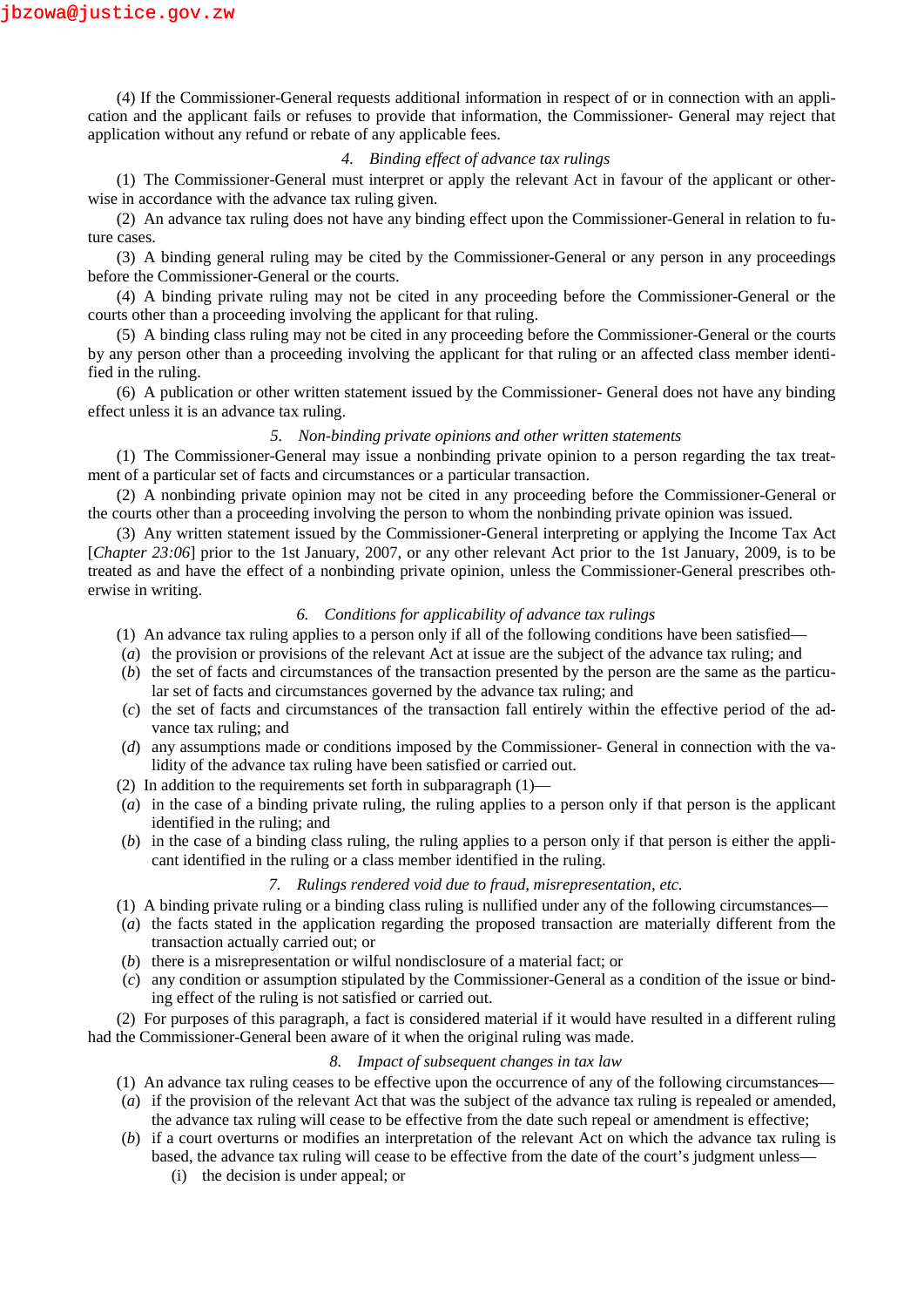(4) If the Commissioner-General requests additional information in respect of or in connection with an application and the applicant fails or refuses to provide that information, the Commissioner- General may reject that application without any refund or rebate of any applicable fees.

*4. Binding effect of advance tax rulings*

(1) The Commissioner-General must interpret or apply the relevant Act in favour of the applicant or otherwise in accordance with the advance tax ruling given.

(2) An advance tax ruling does not have any binding effect upon the Commissioner-General in relation to future cases.

(3) A binding general ruling may be cited by the Commissioner-General or any person in any proceedings before the Commissioner-General or the courts.

(4) A binding private ruling may not be cited in any proceeding before the Commissioner-General or the courts other than a proceeding involving the applicant for that ruling.

(5) A binding class ruling may not be cited in any proceeding before the Commissioner-General or the courts by any person other than a proceeding involving the applicant for that ruling or an affected class member identified in the ruling.

(6) A publication or other written statement issued by the Commissioner- General does not have any binding effect unless it is an advance tax ruling.

*5. Non-binding private opinions and other written statements*

(1) The Commissioner-General may issue a nonbinding private opinion to a person regarding the tax treatment of a particular set of facts and circumstances or a particular transaction.

(2) A nonbinding private opinion may not be cited in any proceeding before the Commissioner-General or the courts other than a proceeding involving the person to whom the nonbinding private opinion was issued.

(3) Any written statement issued by the Commissioner-General interpreting or applying the Income Tax Act [*Chapter 23:06*] prior to the 1st January, 2007, or any other relevant Act prior to the 1st January, 2009, is to be treated as and have the effect of a nonbinding private opinion, unless the Commissioner-General prescribes otherwise in writing.

*6. Conditions for applicability of advance tax rulings*

(1) An advance tax ruling applies to a person only if all of the following conditions have been satisfied—

(*a*) the provision or provisions of the relevant Act at issue are the subject of the advance tax ruling; and

(*b*) the set of facts and circumstances of the transaction presented by the person are the same as the particular set of facts and circumstances governed by the advance tax ruling; and

(*c*) the set of facts and circumstances of the transaction fall entirely within the effective period of the advance tax ruling; and

(*d*) any assumptions made or conditions imposed by the Commissioner- General in connection with the validity of the advance tax ruling have been satisfied or carried out.

(2) In addition to the requirements set forth in subparagraph (1)—

(*a*) in the case of a binding private ruling, the ruling applies to a person only if that person is the applicant identified in the ruling; and

(*b*) in the case of a binding class ruling, the ruling applies to a person only if that person is either the applicant identified in the ruling or a class member identified in the ruling.

*7. Rulings rendered void due to fraud, misrepresentation, etc.*

(1) A binding private ruling or a binding class ruling is nullified under any of the following circumstances—

(*a*) the facts stated in the application regarding the proposed transaction are materially different from the transaction actually carried out; or

(*b*) there is a misrepresentation or wilful nondisclosure of a material fact; or

(*c*) any condition or assumption stipulated by the Commissioner-General as a condition of the issue or binding effect of the ruling is not satisfied or carried out.

(2) For purposes of this paragraph, a fact is considered material if it would have resulted in a different ruling had the Commissioner-General been aware of it when the original ruling was made.

*8. Impact of subsequent changes in tax law*

(1) An advance tax ruling ceases to be effective upon the occurrence of any of the following circumstances—

(*a*) if the provision of the relevant Act that was the subject of the advance tax ruling is repealed or amended, the advance tax ruling will cease to be effective from the date such repeal or amendment is effective;

(*b*) if a court overturns or modifies an interpretation of the relevant Act on which the advance tax ruling is based, the advance tax ruling will cease to be effective from the date of the court's judgment unless—

(i) the decision is under appeal; or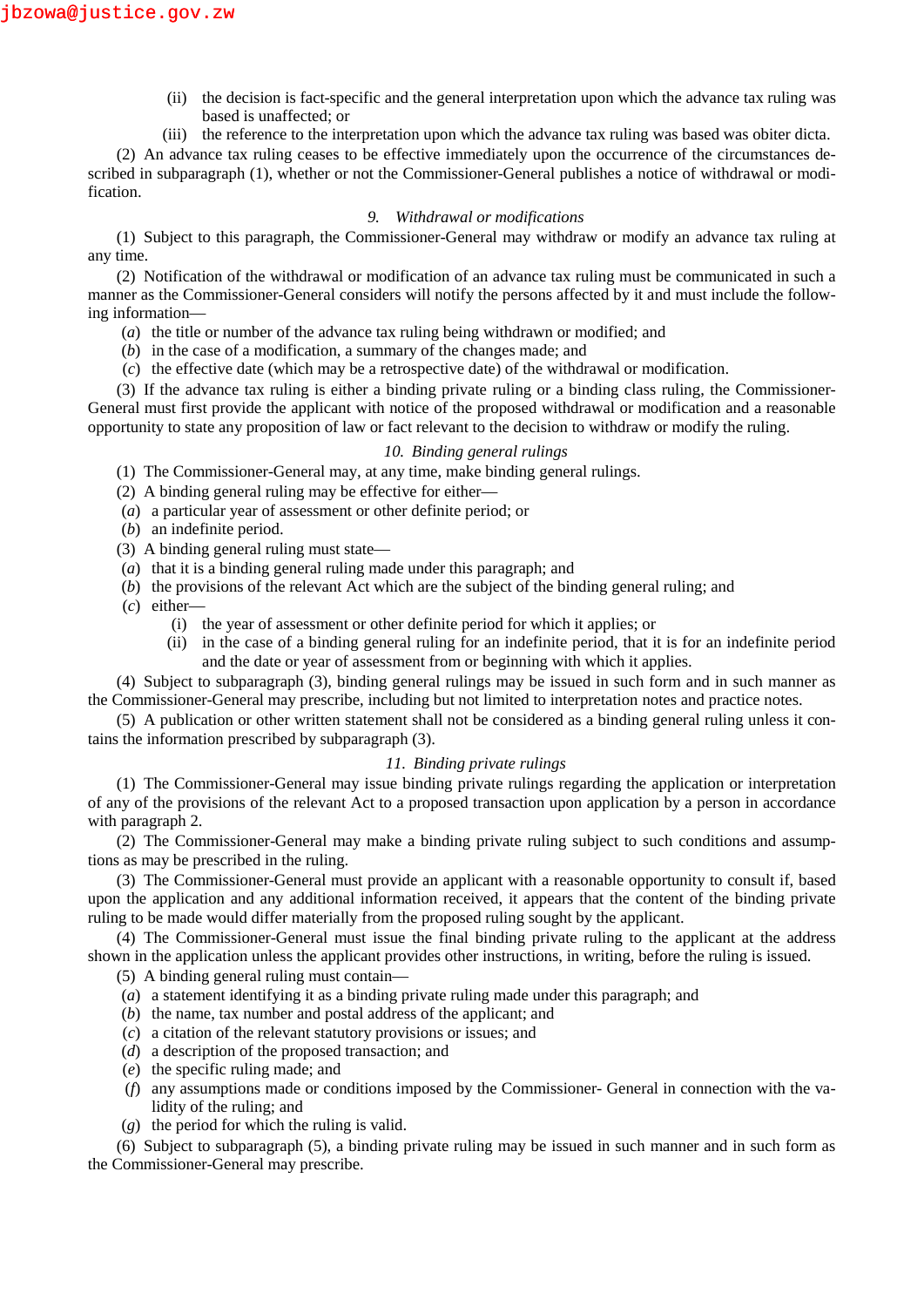(ii) the decision is fact-specific and the general interpretation upon which the advance tax ruling was based is unaffected; or

(iii) the reference to the interpretation upon which the advance tax ruling was based was obiter dicta.

(2) An advance tax ruling ceases to be effective immediately upon the occurrence of the circumstances described in subparagraph (1), whether or not the Commissioner-General publishes a notice of withdrawal or modification.

*9. Withdrawal or modifications*

(1) Subject to this paragraph, the Commissioner-General may withdraw or modify an advance tax ruling at any time.

(2) Notification of the withdrawal or modification of an advance tax ruling must be communicated in such a manner as the Commissioner-General considers will notify the persons affected by it and must include the following information—

(*a*) the title or number of the advance tax ruling being withdrawn or modified; and

(*b*) in the case of a modification, a summary of the changes made; and

(*c*) the effective date (which may be a retrospective date) of the withdrawal or modification.

(3) If the advance tax ruling is either a binding private ruling or a binding class ruling, the Commissioner-General must first provide the applicant with notice of the proposed withdrawal or modification and a reasonable opportunity to state any proposition of law or fact relevant to the decision to withdraw or modify the ruling.

*10. Binding general rulings*

(1) The Commissioner-General may, at any time, make binding general rulings.

(2) A binding general ruling may be effective for either—

(*a*) a particular year of assessment or other definite period; or

(*b*) an indefinite period.

(3) A binding general ruling must state—

(*a*) that it is a binding general ruling made under this paragraph; and

(*b*) the provisions of the relevant Act which are the subject of the binding general ruling; and

(*c*) either—

(i) the year of assessment or other definite period for which it applies; or

(ii) in the case of a binding general ruling for an indefinite period, that it is for an indefinite period and the date or year of assessment from or beginning with which it applies.

(4) Subject to subparagraph (3), binding general rulings may be issued in such form and in such manner as the Commissioner-General may prescribe, including but not limited to interpretation notes and practice notes.

(5) A publication or other written statement shall not be considered as a binding general ruling unless it contains the information prescribed by subparagraph (3).

*11. Binding private rulings*

(1) The Commissioner-General may issue binding private rulings regarding the application or interpretation of any of the provisions of the relevant Act to a proposed transaction upon application by a person in accordance with paragraph 2.

(2) The Commissioner-General may make a binding private ruling subject to such conditions and assumptions as may be prescribed in the ruling.

(3) The Commissioner-General must provide an applicant with a reasonable opportunity to consult if, based upon the application and any additional information received, it appears that the content of the binding private ruling to be made would differ materially from the proposed ruling sought by the applicant.

(4) The Commissioner-General must issue the final binding private ruling to the applicant at the address shown in the application unless the applicant provides other instructions, in writing, before the ruling is issued.

(5) A binding general ruling must contain—

(*a*) a statement identifying it as a binding private ruling made under this paragraph; and

(*b*) the name, tax number and postal address of the applicant; and

(*c*) a citation of the relevant statutory provisions or issues; and

(*d*) a description of the proposed transaction; and

(*e*) the specific ruling made; and

(*f*) any assumptions made or conditions imposed by the Commissioner- General in connection with the validity of the ruling; and

(*g*) the period for which the ruling is valid.

(6) Subject to subparagraph (5), a binding private ruling may be issued in such manner and in such form as the Commissioner-General may prescribe.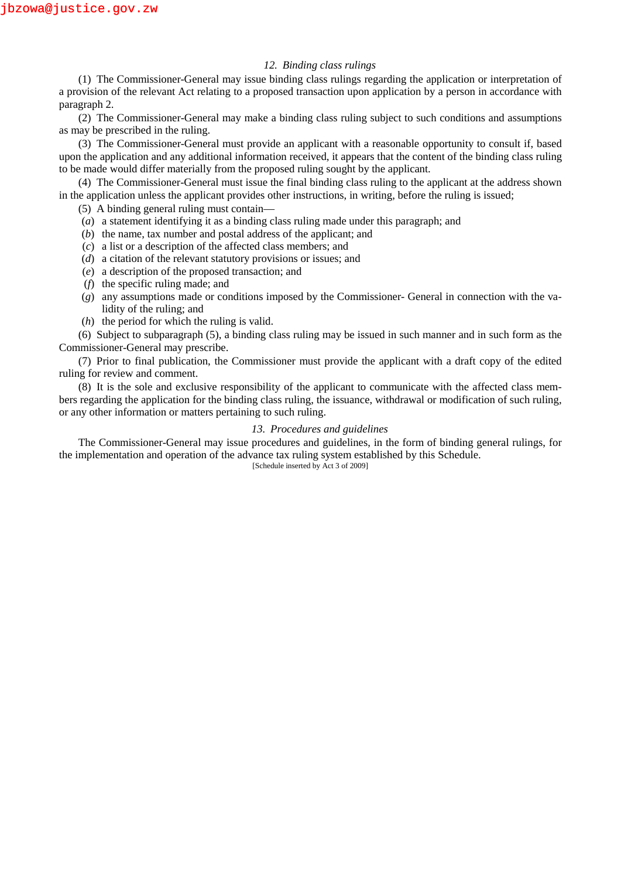### *12. Binding class rulings*

(1) The Commissioner-General may issue binding class rulings regarding the application or interpretation of a provision of the relevant Act relating to a proposed transaction upon application by a person in accordance with paragraph 2.

(2) The Commissioner-General may make a binding class ruling subject to such conditions and assumptions as may be prescribed in the ruling.

(3) The Commissioner-General must provide an applicant with a reasonable opportunity to consult if, based upon the application and any additional information received, it appears that the content of the binding class ruling to be made would differ materially from the proposed ruling sought by the applicant.

(4) The Commissioner-General must issue the final binding class ruling to the applicant at the address shown in the application unless the applicant provides other instructions, in writing, before the ruling is issued;

(5) A binding general ruling must contain—

(*a*) a statement identifying it as a binding class ruling made under this paragraph; and

(*b*) the name, tax number and postal address of the applicant; and

(*c*) a list or a description of the affected class members; and

(*d*) a citation of the relevant statutory provisions or issues; and

(*e*) a description of the proposed transaction; and

(*f*) the specific ruling made; and

(*g*) any assumptions made or conditions imposed by the Commissioner- General in connection with the validity of the ruling; and

(*h*) the period for which the ruling is valid.

(6) Subject to subparagraph (5), a binding class ruling may be issued in such manner and in such form as the Commissioner-General may prescribe.

(7) Prior to final publication, the Commissioner must provide the applicant with a draft copy of the edited ruling for review and comment.

(8) It is the sole and exclusive responsibility of the applicant to communicate with the affected class members regarding the application for the binding class ruling, the issuance, withdrawal or modification of such ruling, or any other information or matters pertaining to such ruling.

### *13. Procedures and guidelines*

The Commissioner-General may issue procedures and guidelines, in the form of binding general rulings, for the implementation and operation of the advance tax ruling system established by this Schedule.

[Schedule inserted by Act 3 of 2009]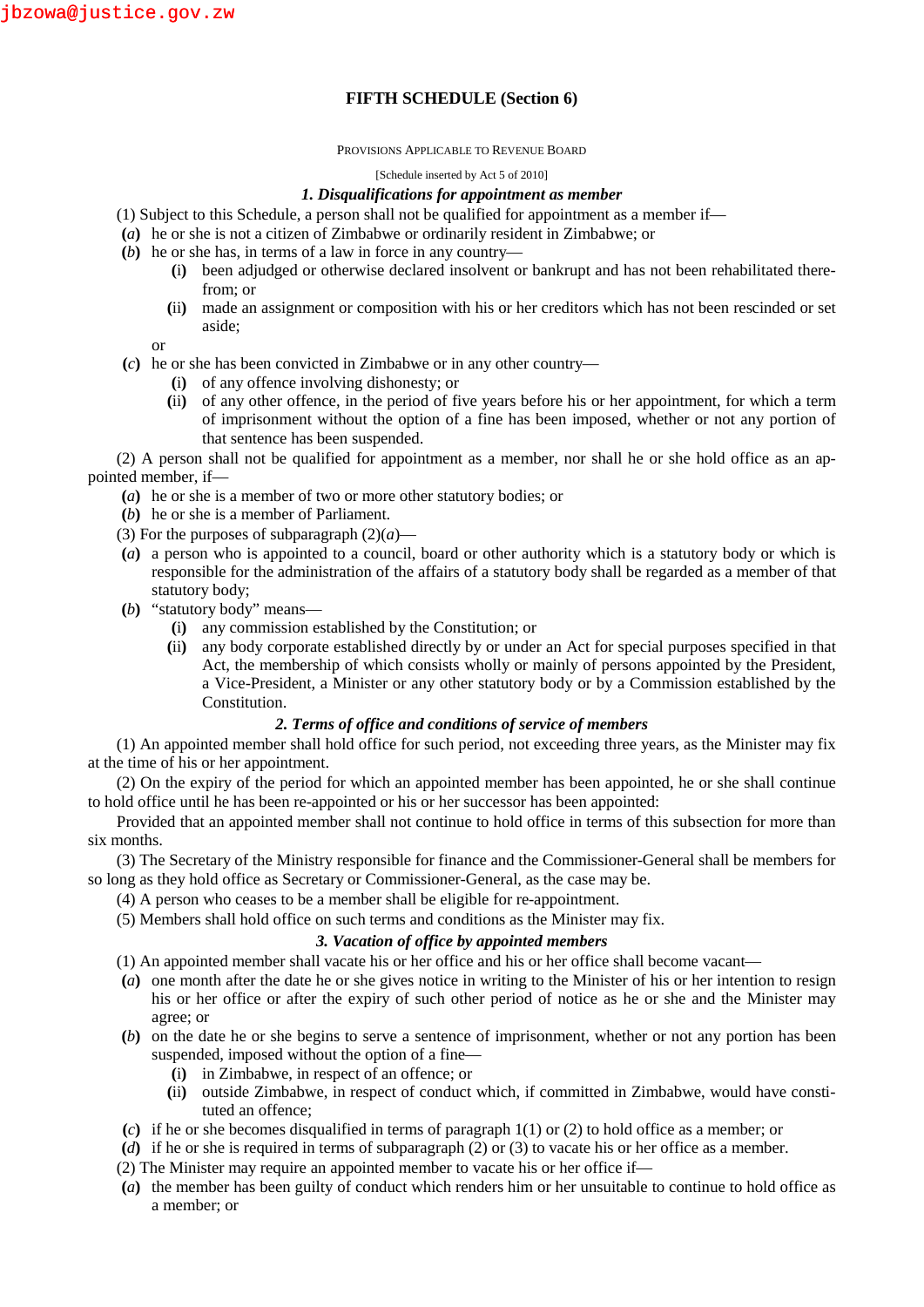# FIFTH SCHEDULE (Section 6)

PROVISIONS APPLICABLE TO REVENUE BOARD

[Schedule inserted by Act 5 of 2010]

### *1. Disqualifications for appointment as member*

(1) Subject to this Schedule, a person shall not be qualified for appointment as a member if—

**(*a*)** he or she is not a citizen of Zimbabwe or ordinarily resident in Zimbabwe; or

**(*b*)** he or she has, in terms of a law in force in any country—

- **(**i**)** been adjudged or otherwise declared insolvent or bankrupt and has not been rehabilitated therefrom; or
- **(**ii**)** made an assignment or composition with his or her creditors which has not been rescinded or set aside;

or

**(*c*)** he or she has been convicted in Zimbabwe or in any other country—

- **(**i**)** of any offence involving dishonesty; or
- **(**ii**)** of any other offence, in the period of five years before his or her appointment, for which a term of imprisonment without the option of a fine has been imposed, whether or not any portion of that sentence has been suspended.

(2) A person shall not be qualified for appointment as a member, nor shall he or she hold office as an appointed member, if—

**(*a*)** he or she is a member of two or more other statutory bodies; or

**(*b*)** he or she is a member of Parliament.

(3) For the purposes of subparagraph (2)(*a*)—

**(*a*)** a person who is appointed to a council, board or other authority which is a statutory body or which is responsible for the administration of the affairs of a statutory body shall be regarded as a member of that statutory body;

**(*b*)** "statutory body" means—

- **(**i**)** any commission established by the Constitution; or
- **(**ii**)** any body corporate established directly by or under an Act for special purposes specified in that Act, the membership of which consists wholly or mainly of persons appointed by the President, a Vice-President, a Minister or any other statutory body or by a Commission established by the Constitution.

### *2. Terms of office and conditions of service of members*

(1) An appointed member shall hold office for such period, not exceeding three years, as the Minister may fix at the time of his or her appointment.

(2) On the expiry of the period for which an appointed member has been appointed, he or she shall continue to hold office until he has been re-appointed or his or her successor has been appointed:

Provided that an appointed member shall not continue to hold office in terms of this subsection for more than six months.

(3) The Secretary of the Ministry responsible for finance and the Commissioner-General shall be members for so long as they hold office as Secretary or Commissioner-General, as the case may be.

(4) A person who ceases to be a member shall be eligible for re-appointment.

(5) Members shall hold office on such terms and conditions as the Minister may fix.

### *3. Vacation of office by appointed members*

(1) An appointed member shall vacate his or her office and his or her office shall become vacant—

**(*a*)** one month after the date he or she gives notice in writing to the Minister of his or her intention to resign his or her office or after the expiry of such other period of notice as he or she and the Minister may agree; or

**(*b*)** on the date he or she begins to serve a sentence of imprisonment, whether or not any portion has been suspended, imposed without the option of a fine—

- **(**i**)** in Zimbabwe, in respect of an offence; or
- **(**ii**)** outside Zimbabwe, in respect of conduct which, if committed in Zimbabwe, would have constituted an offence;

**(*c*)** if he or she becomes disqualified in terms of paragraph 1(1) or (2) to hold office as a member; or

**(*d*)** if he or she is required in terms of subparagraph (2) or (3) to vacate his or her office as a member.

(2) The Minister may require an appointed member to vacate his or her office if—

**(*a*)** the member has been guilty of conduct which renders him or her unsuitable to continue to hold office as a member; or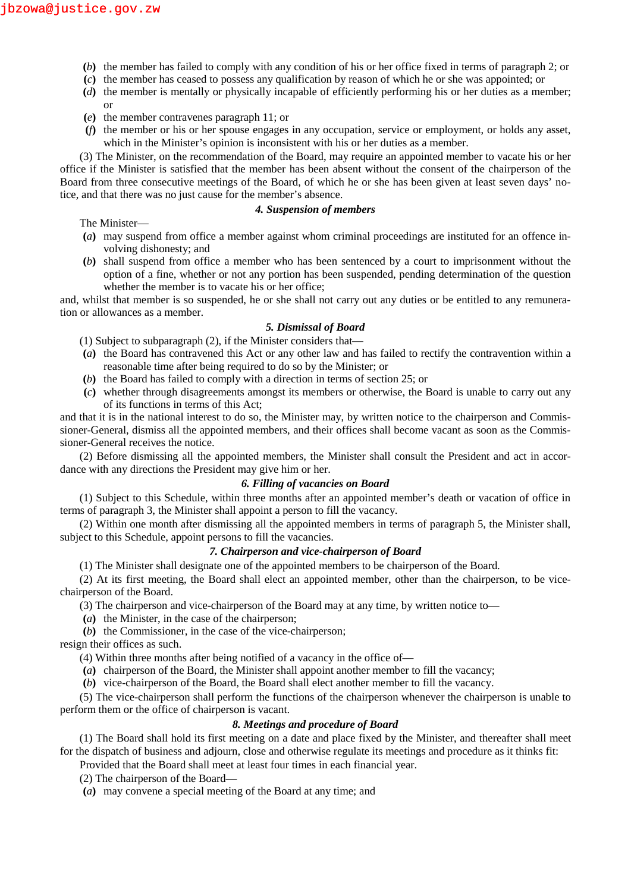(*b*) the member has failed to comply with any condition of his or her office fixed in terms of paragraph 2; or

(*c*) the member has ceased to possess any qualification by reason of which he or she was appointed; or

(*d*) the member is mentally or physically incapable of efficiently performing his or her duties as a member; or

(*e*) the member contravenes paragraph 11; or

(*f*) the member or his or her spouse engages in any occupation, service or employment, or holds any asset, which in the Minister's opinion is inconsistent with his or her duties as a member.

(3) The Minister, on the recommendation of the Board, may require an appointed member to vacate his or her office if the Minister is satisfied that the member has been absent without the consent of the chairperson of the Board from three consecutive meetings of the Board, of which he or she has been given at least seven days' notice, and that there was no just cause for the member's absence.

### *4. Suspension of members*

The Minister—

(*a*) may suspend from office a member against whom criminal proceedings are instituted for an offence involving dishonesty; and

(*b*) shall suspend from office a member who has been sentenced by a court to imprisonment without the option of a fine, whether or not any portion has been suspended, pending determination of the question whether the member is to vacate his or her office;

and, whilst that member is so suspended, he or she shall not carry out any duties or be entitled to any remuneration or allowances as a member.

### *5. Dismissal of Board*

(1) Subject to subparagraph (2), if the Minister considers that—

(*a*) the Board has contravened this Act or any other law and has failed to rectify the contravention within a reasonable time after being required to do so by the Minister; or

(*b*) the Board has failed to comply with a direction in terms of section 25; or

(*c*) whether through disagreements amongst its members or otherwise, the Board is unable to carry out any of its functions in terms of this Act;

and that it is in the national interest to do so, the Minister may, by written notice to the chairperson and Commissioner-General, dismiss all the appointed members, and their offices shall become vacant as soon as the Commissioner-General receives the notice.

(2) Before dismissing all the appointed members, the Minister shall consult the President and act in accordance with any directions the President may give him or her.

### *6. Filling of vacancies on Board*

(1) Subject to this Schedule, within three months after an appointed member's death or vacation of office in terms of paragraph 3, the Minister shall appoint a person to fill the vacancy.

(2) Within one month after dismissing all the appointed members in terms of paragraph 5, the Minister shall, subject to this Schedule, appoint persons to fill the vacancies.

### *7. Chairperson and vice-chairperson of Board*

(1) The Minister shall designate one of the appointed members to be chairperson of the Board.

(2) At its first meeting, the Board shall elect an appointed member, other than the chairperson, to be vice-chairperson of the Board.

(3) The chairperson and vice-chairperson of the Board may at any time, by written notice to—

(*a*) the Minister, in the case of the chairperson;

(*b*) the Commissioner, in the case of the vice-chairperson;

resign their offices as such.

(4) Within three months after being notified of a vacancy in the office of—

(*a*) chairperson of the Board, the Minister shall appoint another member to fill the vacancy;

(*b*) vice-chairperson of the Board, the Board shall elect another member to fill the vacancy.

(5) The vice-chairperson shall perform the functions of the chairperson whenever the chairperson is unable to perform them or the office of chairperson is vacant.

### *8. Meetings and procedure of Board*

(1) The Board shall hold its first meeting on a date and place fixed by the Minister, and thereafter shall meet for the dispatch of business and adjourn, close and otherwise regulate its meetings and procedure as it thinks fit:

Provided that the Board shall meet at least four times in each financial year.

(2) The chairperson of the Board—

(*a*) may convene a special meeting of the Board at any time; and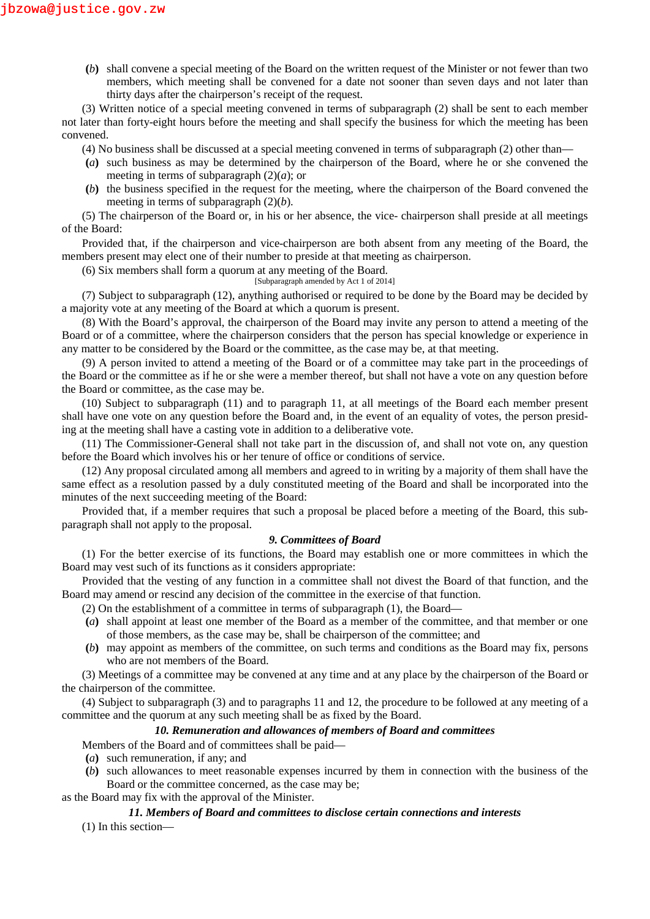(*b*) shall convene a special meeting of the Board on the written request of the Minister or not fewer than two members, which meeting shall be convened for a date not sooner than seven days and not later than thirty days after the chairperson's receipt of the request.

(3) Written notice of a special meeting convened in terms of subparagraph (2) shall be sent to each member not later than forty-eight hours before the meeting and shall specify the business for which the meeting has been convened.

(4) No business shall be discussed at a special meeting convened in terms of subparagraph (2) other than—

(*a*) such business as may be determined by the chairperson of the Board, where he or she convened the meeting in terms of subparagraph (2)(*a*); or

(*b*) the business specified in the request for the meeting, where the chairperson of the Board convened the meeting in terms of subparagraph (2)(*b*).

(5) The chairperson of the Board or, in his or her absence, the vice- chairperson shall preside at all meetings of the Board:

Provided that, if the chairperson and vice-chairperson are both absent from any meeting of the Board, the members present may elect one of their number to preside at that meeting as chairperson.

(6) Six members shall form a quorum at any meeting of the Board.

[Subparagraph amended by Act 1 of 2014]

(7) Subject to subparagraph (12), anything authorised or required to be done by the Board may be decided by a majority vote at any meeting of the Board at which a quorum is present.

(8) With the Board's approval, the chairperson of the Board may invite any person to attend a meeting of the Board or of a committee, where the chairperson considers that the person has special knowledge or experience in any matter to be considered by the Board or the committee, as the case may be, at that meeting.

(9) A person invited to attend a meeting of the Board or of a committee may take part in the proceedings of the Board or the committee as if he or she were a member thereof, but shall not have a vote on any question before the Board or committee, as the case may be.

(10) Subject to subparagraph (11) and to paragraph 11, at all meetings of the Board each member present shall have one vote on any question before the Board and, in the event of an equality of votes, the person presiding at the meeting shall have a casting vote in addition to a deliberative vote.

(11) The Commissioner-General shall not take part in the discussion of, and shall not vote on, any question before the Board which involves his or her tenure of office or conditions of service.

(12) Any proposal circulated among all members and agreed to in writing by a majority of them shall have the same effect as a resolution passed by a duly constituted meeting of the Board and shall be incorporated into the minutes of the next succeeding meeting of the Board:

Provided that, if a member requires that such a proposal be placed before a meeting of the Board, this subparagraph shall not apply to the proposal.

***9. Committees of Board***

(1) For the better exercise of its functions, the Board may establish one or more committees in which the Board may vest such of its functions as it considers appropriate:

Provided that the vesting of any function in a committee shall not divest the Board of that function, and the Board may amend or rescind any decision of the committee in the exercise of that function.

(2) On the establishment of a committee in terms of subparagraph (1), the Board—

(*a*) shall appoint at least one member of the Board as a member of the committee, and that member or one of those members, as the case may be, shall be chairperson of the committee; and

(*b*) may appoint as members of the committee, on such terms and conditions as the Board may fix, persons who are not members of the Board.

(3) Meetings of a committee may be convened at any time and at any place by the chairperson of the Board or the chairperson of the committee.

(4) Subject to subparagraph (3) and to paragraphs 11 and 12, the procedure to be followed at any meeting of a committee and the quorum at any such meeting shall be as fixed by the Board.

***10. Remuneration and allowances of members of Board and committees***

Members of the Board and of committees shall be paid—

(*a*) such remuneration, if any; and

(*b*) such allowances to meet reasonable expenses incurred by them in connection with the business of the Board or the committee concerned, as the case may be;

as the Board may fix with the approval of the Minister.

***11. Members of Board and committees to disclose certain connections and interests***

(1) In this section—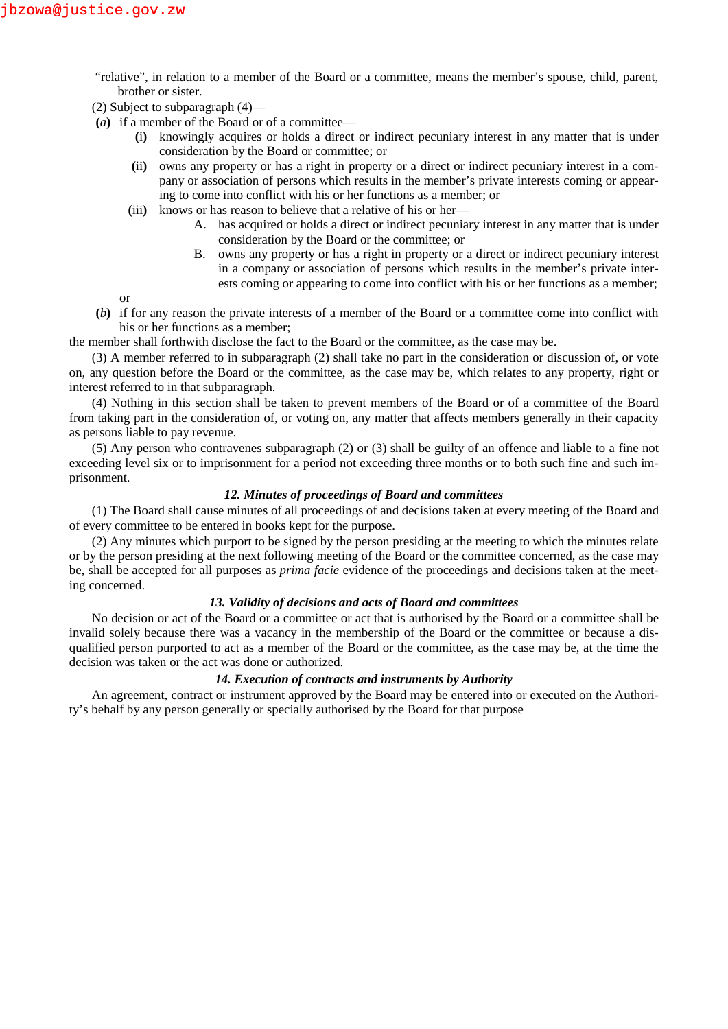"relative", in relation to a member of the Board or a committee, means the member's spouse, child, parent, brother or sister.

(2) Subject to subparagraph (4)—

(*a*) if a member of the Board or of a committee—

(i) knowingly acquires or holds a direct or indirect pecuniary interest in any matter that is under consideration by the Board or committee; or

(ii) owns any property or has a right in property or a direct or indirect pecuniary interest in a company or association of persons which results in the member's private interests coming or appearing to come into conflict with his or her functions as a member; or

(iii) knows or has reason to believe that a relative of his or her—

A. has acquired or holds a direct or indirect pecuniary interest in any matter that is under consideration by the Board or the committee; or

B. owns any property or has a right in property or a direct or indirect pecuniary interest in a company or association of persons which results in the member's private interests coming or appearing to come into conflict with his or her functions as a member;

or

(*b*) if for any reason the private interests of a member of the Board or a committee come into conflict with his or her functions as a member;

the member shall forthwith disclose the fact to the Board or the committee, as the case may be.

(3) A member referred to in subparagraph (2) shall take no part in the consideration or discussion of, or vote on, any question before the Board or the committee, as the case may be, which relates to any property, right or interest referred to in that subparagraph.

(4) Nothing in this section shall be taken to prevent members of the Board or of a committee of the Board from taking part in the consideration of, or voting on, any matter that affects members generally in their capacity as persons liable to pay revenue.

(5) Any person who contravenes subparagraph (2) or (3) shall be guilty of an offence and liable to a fine not exceeding level six or to imprisonment for a period not exceeding three months or to both such fine and such imprisonment.

### *12. Minutes of proceedings of Board and committees*

(1) The Board shall cause minutes of all proceedings of and decisions taken at every meeting of the Board and of every committee to be entered in books kept for the purpose.

(2) Any minutes which purport to be signed by the person presiding at the meeting to which the minutes relate or by the person presiding at the next following meeting of the Board or the committee concerned, as the case may be, shall be accepted for all purposes as *prima facie* evidence of the proceedings and decisions taken at the meeting concerned.

### *13. Validity of decisions and acts of Board and committees*

No decision or act of the Board or a committee or act that is authorised by the Board or a committee shall be invalid solely because there was a vacancy in the membership of the Board or the committee or because a disqualified person purported to act as a member of the Board or the committee, as the case may be, at the time the decision was taken or the act was done or authorized.

### *14. Execution of contracts and instruments by Authority*

An agreement, contract or instrument approved by the Board may be entered into or executed on the Authority's behalf by any person generally or specially authorised by the Board for that purpose